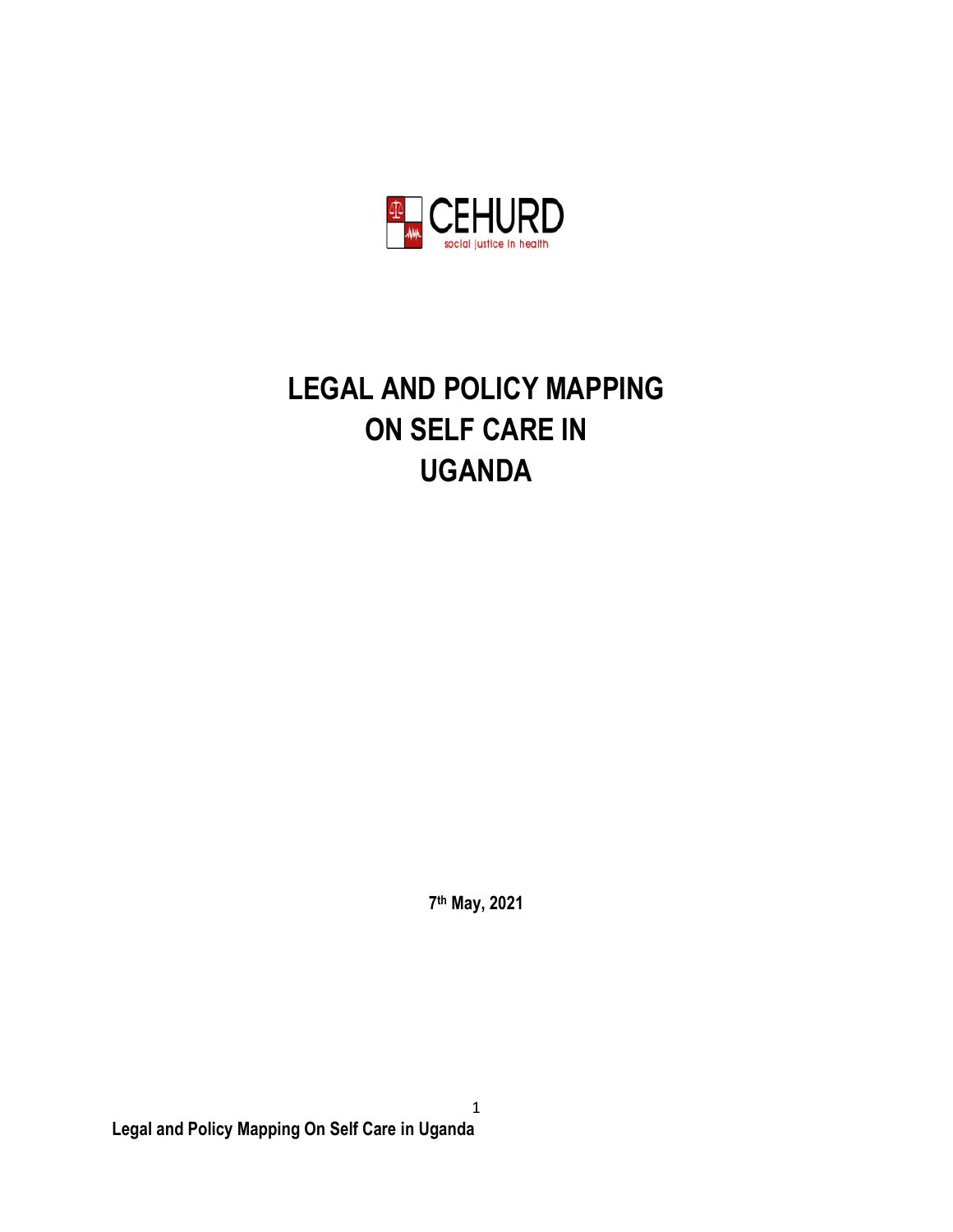CEHURD

social justice in health

# LEGAL AND POLICY MAPPING ON SELF CARE IN UGANDA

**7th May, 2021**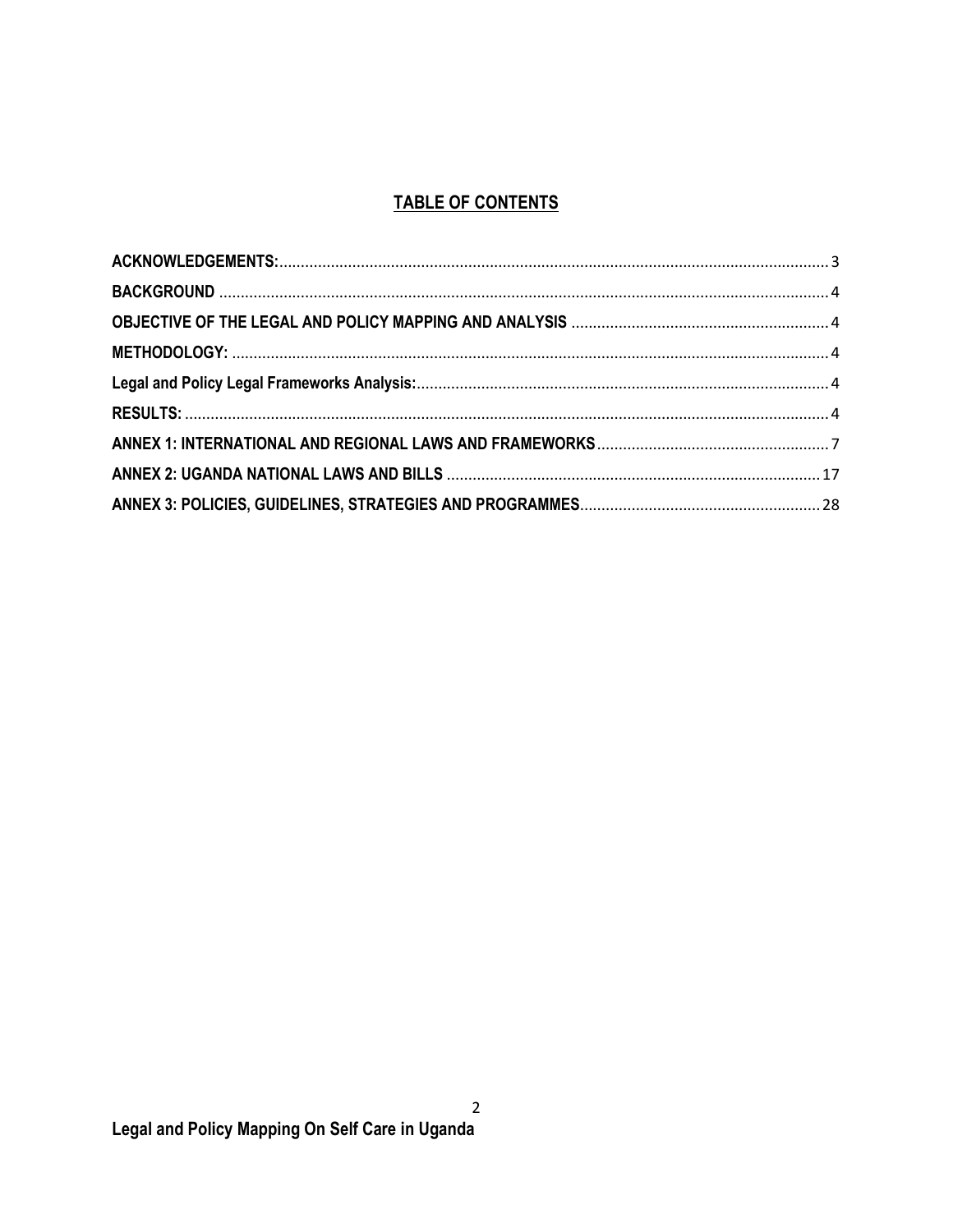# TABLE OF CONTENTS

| | |
|---|---|
| **ACKNOWLEDGEMENTS:** | 3 |
| **BACKGROUND** | 4 |
| **OBJECTIVE OF THE LEGAL AND POLICY MAPPING AND ANALYSIS** | 4 |
| **METHODOLOGY:** | 4 |
| **Legal and Policy Legal Frameworks Analysis:** | 4 |
| **RESULTS:** | 4 |
| **ANNEX 1: INTERNATIONAL AND REGIONAL LAWS AND FRAMEWORKS** | 7 |
| **ANNEX 2: UGANDA NATIONAL LAWS AND BILLS** | 17 |
| **ANNEX 3: POLICIES, GUIDELINES, STRATEGIES AND PROGRAMMES** | 28 |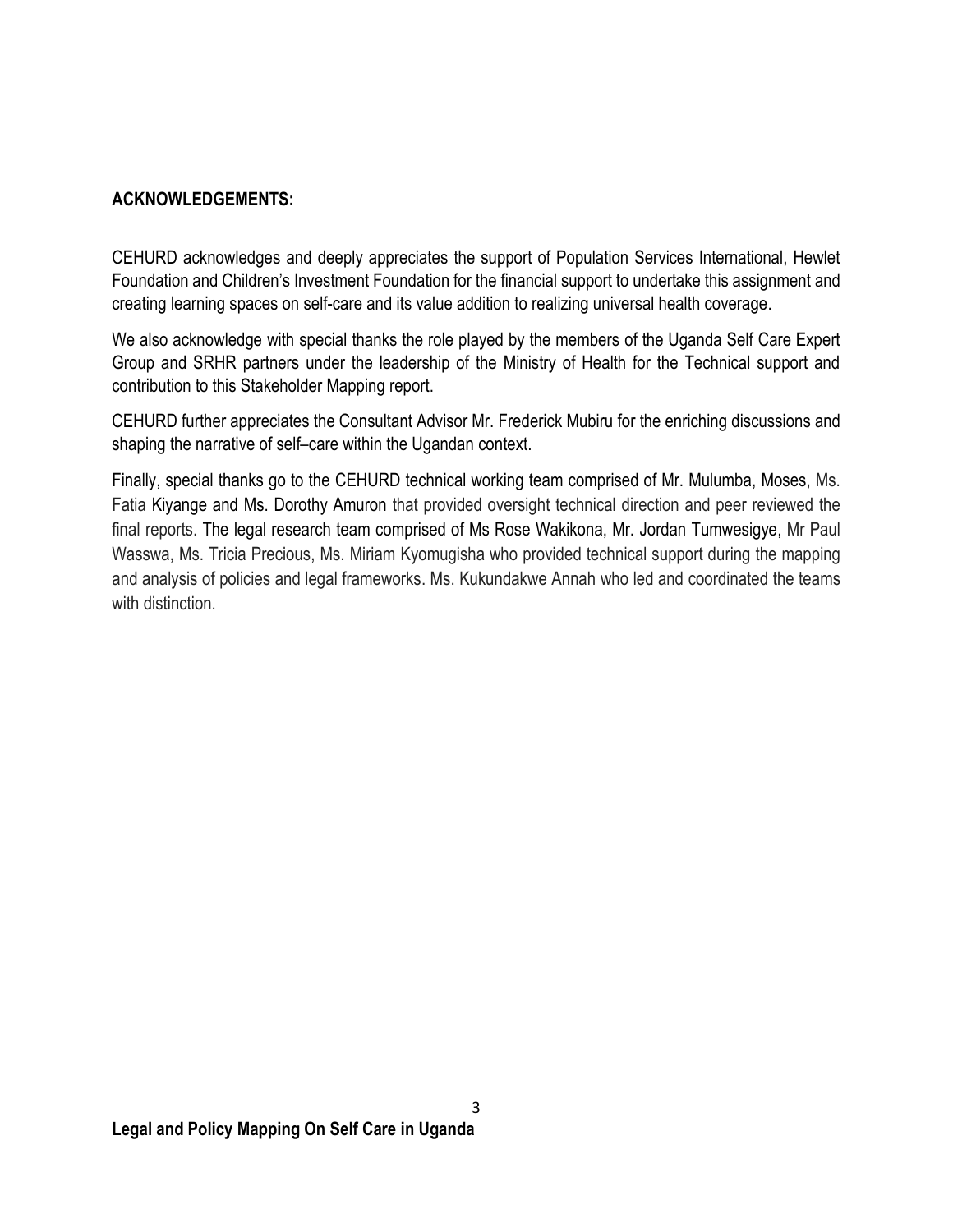**ACKNOWLEDGEMENTS:**

CEHURD acknowledges and deeply appreciates the support of Population Services International, Hewlet Foundation and Children's Investment Foundation for the financial support to undertake this assignment and creating learning spaces on self-care and its value addition to realizing universal health coverage.

We also acknowledge with special thanks the role played by the members of the Uganda Self Care Expert Group and SRHR partners under the leadership of the Ministry of Health for the Technical support and contribution to this Stakeholder Mapping report.

CEHURD further appreciates the Consultant Advisor Mr. Frederick Mubiru for the enriching discussions and shaping the narrative of self–care within the Ugandan context.

Finally, special thanks go to the CEHURD technical working team comprised of Mr. Mulumba, Moses, Ms. Fatia Kiyange and Ms. Dorothy Amuron that provided oversight technical direction and peer reviewed the final reports. The legal research team comprised of Ms Rose Wakikona, Mr. Jordan Tumwesigye, Mr Paul Wasswa, Ms. Tricia Precious, Ms. Miriam Kyomugisha who provided technical support during the mapping and analysis of policies and legal frameworks. Ms. Kukundakwe Annah who led and coordinated the teams with distinction.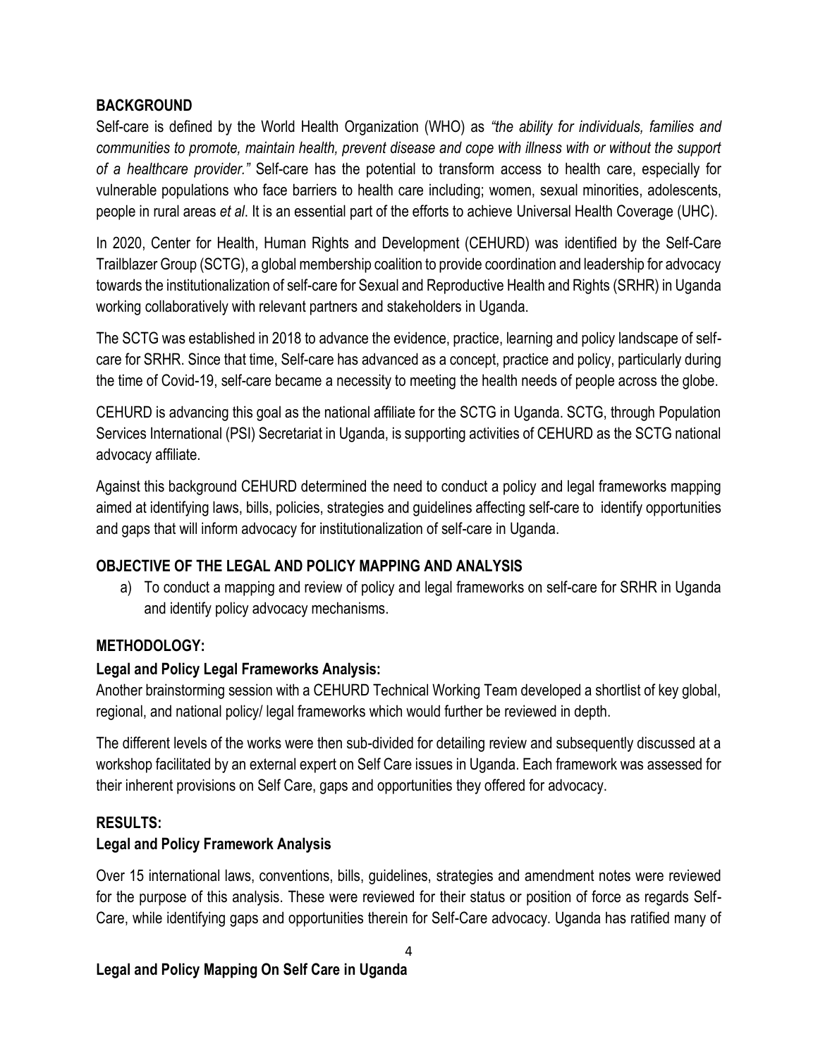## BACKGROUND

Self-care is defined by the World Health Organization (WHO) as *"the ability for individuals, families and communities to promote, maintain health, prevent disease and cope with illness with or without the support of a healthcare provider."* Self-care has the potential to transform access to health care, especially for vulnerable populations who face barriers to health care including; women, sexual minorities, adolescents, people in rural areas *et al*. It is an essential part of the efforts to achieve Universal Health Coverage (UHC).

In 2020, Center for Health, Human Rights and Development (CEHURD) was identified by the Self-Care Trailblazer Group (SCTG), a global membership coalition to provide coordination and leadership for advocacy towards the institutionalization of self-care for Sexual and Reproductive Health and Rights (SRHR) in Uganda working collaboratively with relevant partners and stakeholders in Uganda.

The SCTG was established in 2018 to advance the evidence, practice, learning and policy landscape of self-care for SRHR. Since that time, Self-care has advanced as a concept, practice and policy, particularly during the time of Covid-19, self-care became a necessity to meeting the health needs of people across the globe.

CEHURD is advancing this goal as the national affiliate for the SCTG in Uganda. SCTG, through Population Services International (PSI) Secretariat in Uganda, is supporting activities of CEHURD as the SCTG national advocacy affiliate.

Against this background CEHURD determined the need to conduct a policy and legal frameworks mapping aimed at identifying laws, bills, policies, strategies and guidelines affecting self-care to identify opportunities and gaps that will inform advocacy for institutionalization of self-care in Uganda.

## OBJECTIVE OF THE LEGAL AND POLICY MAPPING AND ANALYSIS

a) To conduct a mapping and review of policy and legal frameworks on self-care for SRHR in Uganda and identify policy advocacy mechanisms.

## METHODOLOGY:

### Legal and Policy Legal Frameworks Analysis:

Another brainstorming session with a CEHURD Technical Working Team developed a shortlist of key global, regional, and national policy/ legal frameworks which would further be reviewed in depth.

The different levels of the works were then sub-divided for detailing review and subsequently discussed at a workshop facilitated by an external expert on Self Care issues in Uganda. Each framework was assessed for their inherent provisions on Self Care, gaps and opportunities they offered for advocacy.

## RESULTS:

### Legal and Policy Framework Analysis

Over 15 international laws, conventions, bills, guidelines, strategies and amendment notes were reviewed for the purpose of this analysis. These were reviewed for their status or position of force as regards Self-Care, while identifying gaps and opportunities therein for Self-Care advocacy. Uganda has ratified many of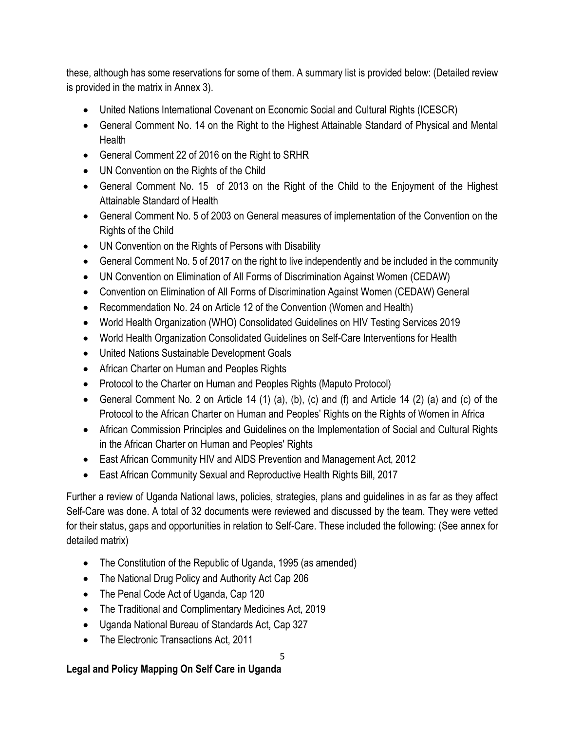these, although has some reservations for some of them. A summary list is provided below: (Detailed review is provided in the matrix in Annex 3).

- United Nations International Covenant on Economic Social and Cultural Rights (ICESCR)
- General Comment No. 14 on the Right to the Highest Attainable Standard of Physical and Mental Health
- General Comment 22 of 2016 on the Right to SRHR
- UN Convention on the Rights of the Child
- General Comment No. 15 of 2013 on the Right of the Child to the Enjoyment of the Highest Attainable Standard of Health
- General Comment No. 5 of 2003 on General measures of implementation of the Convention on the Rights of the Child
- UN Convention on the Rights of Persons with Disability
- General Comment No. 5 of 2017 on the right to live independently and be included in the community
- UN Convention on Elimination of All Forms of Discrimination Against Women (CEDAW)
- Convention on Elimination of All Forms of Discrimination Against Women (CEDAW) General
- Recommendation No. 24 on Article 12 of the Convention (Women and Health)
- World Health Organization (WHO) Consolidated Guidelines on HIV Testing Services 2019
- World Health Organization Consolidated Guidelines on Self-Care Interventions for Health
- United Nations Sustainable Development Goals
- African Charter on Human and Peoples Rights
- Protocol to the Charter on Human and Peoples Rights (Maputo Protocol)
- General Comment No. 2 on Article 14 (1) (a), (b), (c) and (f) and Article 14 (2) (a) and (c) of the Protocol to the African Charter on Human and Peoples' Rights on the Rights of Women in Africa
- African Commission Principles and Guidelines on the Implementation of Social and Cultural Rights in the African Charter on Human and Peoples' Rights
- East African Community HIV and AIDS Prevention and Management Act, 2012
- East African Community Sexual and Reproductive Health Rights Bill, 2017

Further a review of Uganda National laws, policies, strategies, plans and guidelines in as far as they affect Self-Care was done. A total of 32 documents were reviewed and discussed by the team. They were vetted for their status, gaps and opportunities in relation to Self-Care. These included the following: (See annex for detailed matrix)

- The Constitution of the Republic of Uganda, 1995 (as amended)
- The National Drug Policy and Authority Act Cap 206
- The Penal Code Act of Uganda, Cap 120
- The Traditional and Complimentary Medicines Act, 2019
- Uganda National Bureau of Standards Act, Cap 327
- The Electronic Transactions Act, 2011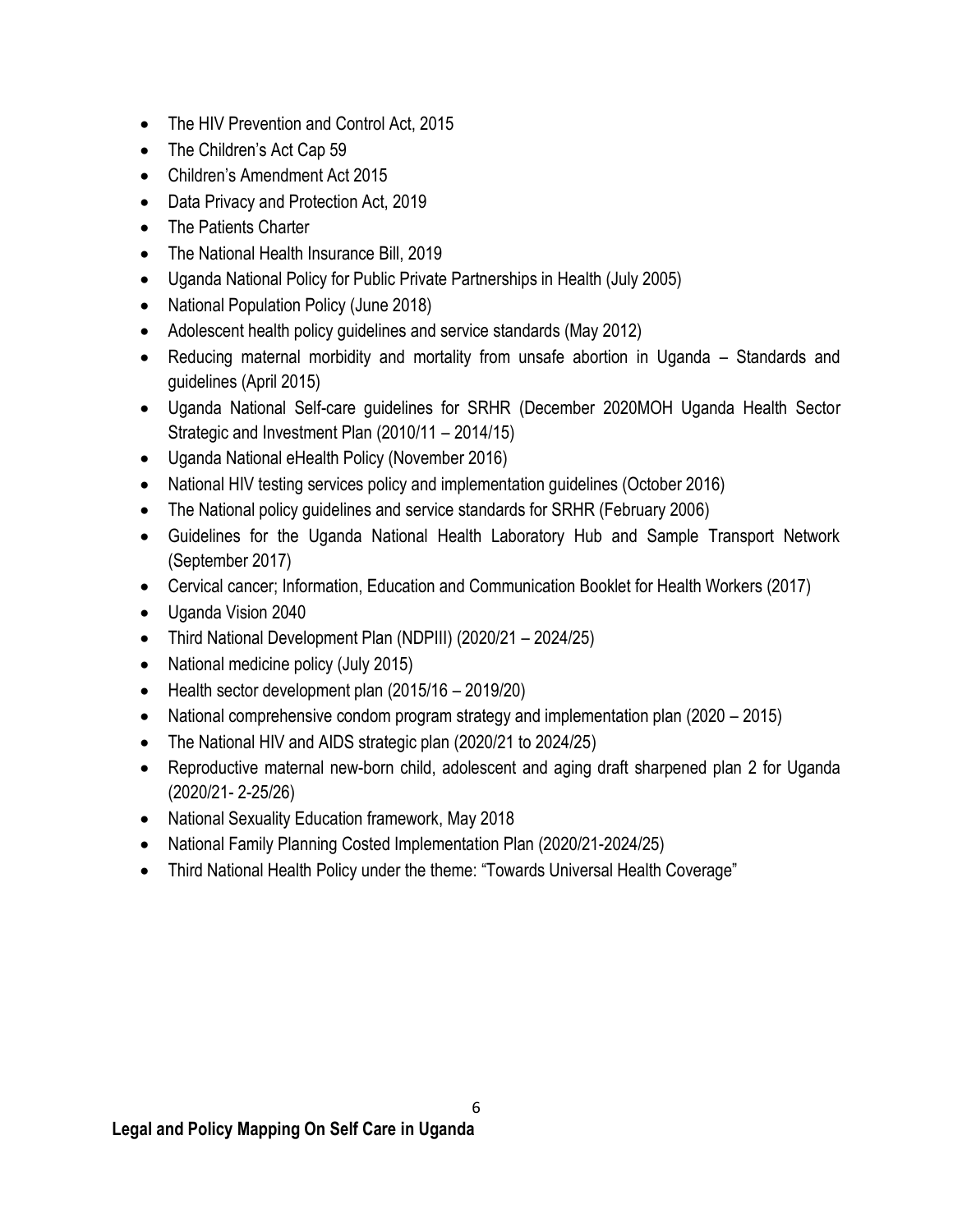- The HIV Prevention and Control Act, 2015
- The Children's Act Cap 59
- Children's Amendment Act 2015
- Data Privacy and Protection Act, 2019
- The Patients Charter
- The National Health Insurance Bill, 2019
- Uganda National Policy for Public Private Partnerships in Health (July 2005)
- National Population Policy (June 2018)
- Adolescent health policy guidelines and service standards (May 2012)
- Reducing maternal morbidity and mortality from unsafe abortion in Uganda – Standards and guidelines (April 2015)
- Uganda National Self-care guidelines for SRHR (December 2020MOH Uganda Health Sector Strategic and Investment Plan (2010/11 – 2014/15)
- Uganda National eHealth Policy (November 2016)
- National HIV testing services policy and implementation guidelines (October 2016)
- The National policy guidelines and service standards for SRHR (February 2006)
- Guidelines for the Uganda National Health Laboratory Hub and Sample Transport Network (September 2017)
- Cervical cancer; Information, Education and Communication Booklet for Health Workers (2017)
- Uganda Vision 2040
- Third National Development Plan (NDPIII) (2020/21 – 2024/25)
- National medicine policy (July 2015)
- Health sector development plan (2015/16 – 2019/20)
- National comprehensive condom program strategy and implementation plan (2020 – 2015)
- The National HIV and AIDS strategic plan (2020/21 to 2024/25)
- Reproductive maternal new-born child, adolescent and aging draft sharpened plan 2 for Uganda (2020/21- 2-25/26)
- National Sexuality Education framework, May 2018
- National Family Planning Costed Implementation Plan (2020/21-2024/25)
- Third National Health Policy under the theme: "Towards Universal Health Coverage"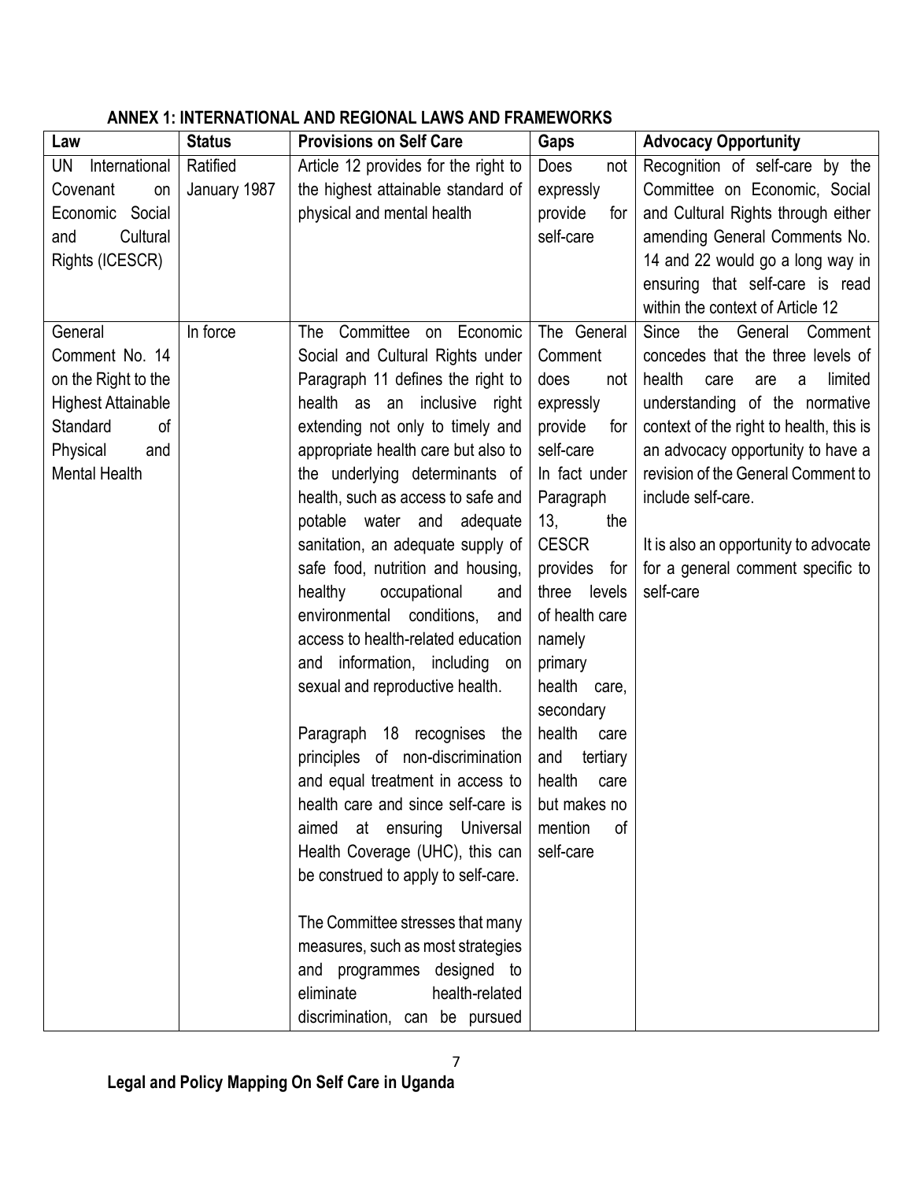## ANNEX 1: INTERNATIONAL AND REGIONAL LAWS AND FRAMEWORKS

| Law | Status | Provisions on Self Care | Gaps | Advocacy Opportunity |
|---|---|---|---|---|
| UN International Covenant on Economic Social and Cultural Rights (ICESCR) | Ratified January 1987 | Article 12 provides for the right to the highest attainable standard of physical and mental health | Does not expressly provide for self-care | Recognition of self-care by the Committee on Economic, Social and Cultural Rights through either amending General Comments No. 14 and 22 would go a long way in ensuring that self-care is read within the context of Article 12 |
| General Comment No. 14 on the Right to the Highest Attainable Standard of Physical and Mental Health | In force | The Committee on Economic Social and Cultural Rights under Paragraph 11 defines the right to health as an inclusive right extending not only to timely and appropriate health care but also to the underlying determinants of health, such as access to safe and potable water and adequate sanitation, an adequate supply of safe food, nutrition and housing, healthy occupational and environmental conditions, and access to health-related education and information, including on sexual and reproductive health.<br><br>Paragraph 18 recognises the principles of non-discrimination and equal treatment in access to health care and since self-care is aimed at ensuring Universal Health Coverage (UHC), this can be construed to apply to self-care.<br><br>The Committee stresses that many measures, such as most strategies and programmes designed to eliminate health-related discrimination, can be pursued | The General Comment does not expressly provide for self-care In fact under Paragraph 13, the CESCR provides for three levels of health care namely primary health care, secondary health care and tertiary health care but makes no mention of self-care | Since the General Comment concedes that the three levels of health care are a limited understanding of the normative context of the right to health, this is an advocacy opportunity to have a revision of the General Comment to include self-care.<br><br>It is also an opportunity to advocate for a general comment specific to self-care |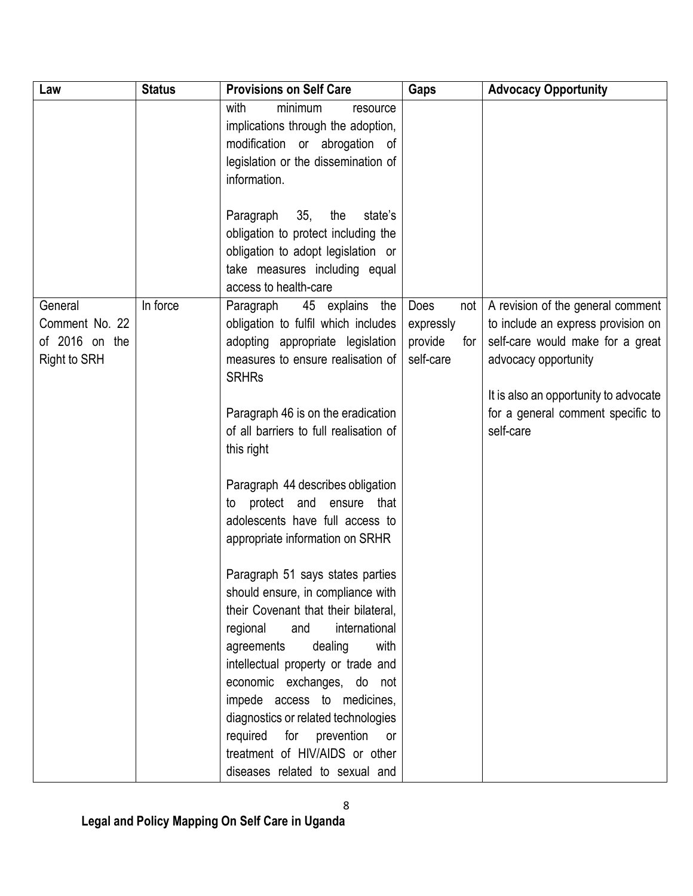| Law | Status | Provisions on Self Care | Gaps | Advocacy Opportunity |
|---|---|---|---|---|
| | | with minimum resource implications through the adoption, modification or abrogation of legislation or the dissemination of information.<br><br>Paragraph 35, the state's obligation to protect including the obligation to adopt legislation or take measures including equal access to health-care | | |
| General Comment No. 22 of 2016 on the Right to SRH | In force | Paragraph 45 explains the obligation to fulfil which includes adopting appropriate legislation measures to ensure realisation of SRHRs<br><br>Paragraph 46 is on the eradication of all barriers to full realisation of this right<br><br>Paragraph 44 describes obligation to protect and ensure that adolescents have full access to appropriate information on SRHR<br><br>Paragraph 51 says states parties should ensure, in compliance with their Covenant that their bilateral, regional and international agreements dealing with intellectual property or trade and economic exchanges, do not impede access to medicines, diagnostics or related technologies required for prevention or treatment of HIV/AIDS or other diseases related to sexual and | Does not expressly provide for self-care | A revision of the general comment to include an express provision on self-care would make for a great advocacy opportunity<br><br>It is also an opportunity to advocate for a general comment specific to self-care |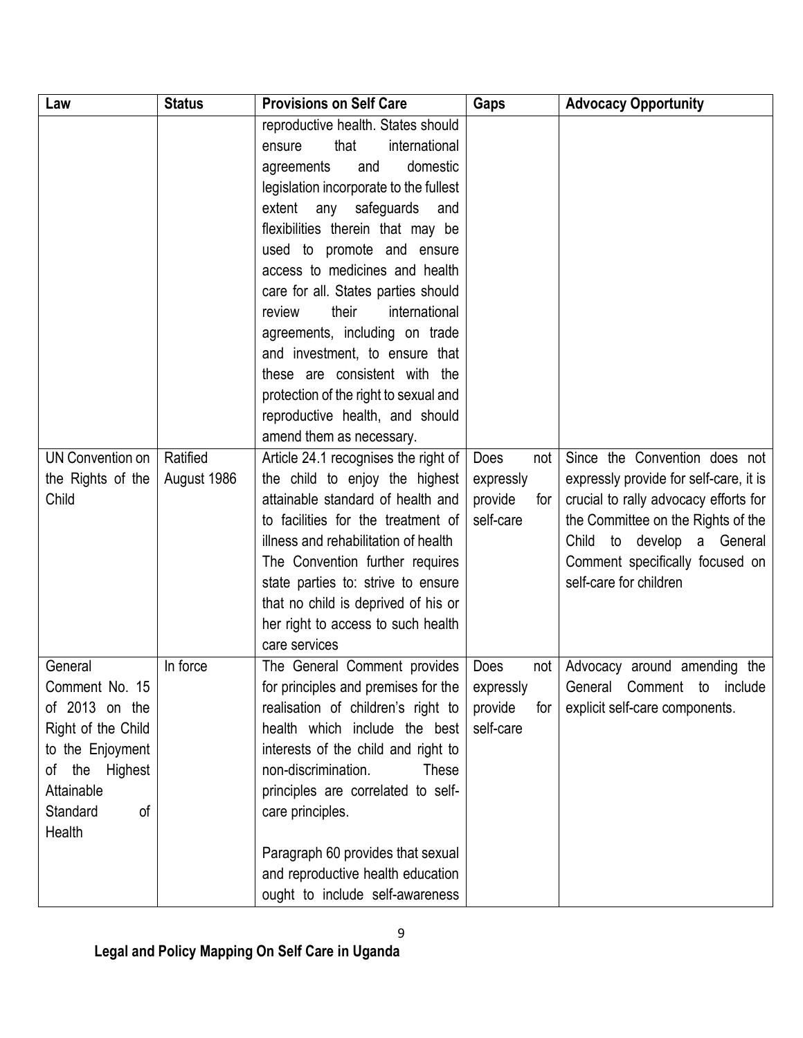| Law | Status | Provisions on Self Care | Gaps | Advocacy Opportunity |
|---|---|---|---|---|
| | | reproductive health. States should ensure that international agreements and domestic legislation incorporate to the fullest extent any safeguards and flexibilities therein that may be used to promote and ensure access to medicines and health care for all. States parties should review their international agreements, including on trade and investment, to ensure that these are consistent with the protection of the right to sexual and reproductive health, and should amend them as necessary. | | |
| UN Convention on the Rights of the Child | Ratified August 1986 | Article 24.1 recognises the right of the child to enjoy the highest attainable standard of health and to facilities for the treatment of illness and rehabilitation of health The Convention further requires state parties to: strive to ensure that no child is deprived of his or her right to access to such health care services | Does not expressly provide for self-care | Since the Convention does not expressly provide for self-care, it is crucial to rally advocacy efforts for the Committee on the Rights of the Child to develop a General Comment specifically focused on self-care for children |
| General Comment No. 15 of 2013 on the Right of the Child to the Enjoyment of the Highest Attainable Standard of Health | In force | The General Comment provides for principles and premises for the realisation of children's right to health which include the best interests of the child and right to non-discrimination. These principles are correlated to self-care principles.<br><br>Paragraph 60 provides that sexual and reproductive health education ought to include self-awareness | Does not expressly provide for self-care | Advocacy around amending the General Comment to include explicit self-care components. |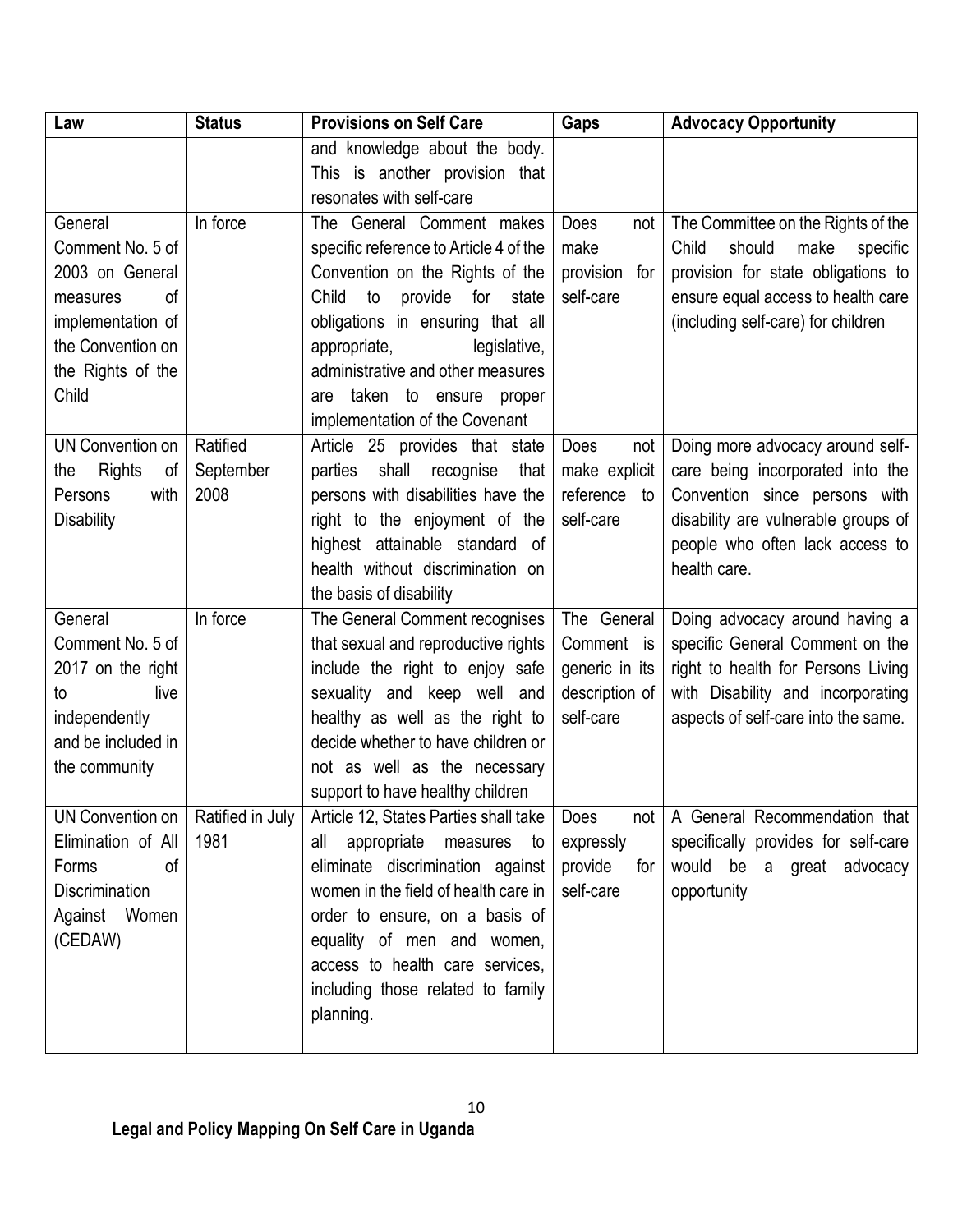| Law | Status | Provisions on Self Care | Gaps | Advocacy Opportunity |
|---|---|---|---|---|
| | | and knowledge about the body. This is another provision that resonates with self-care | | |
| General Comment No. 5 of 2003 on General measures of implementation of the Convention on the Rights of the Child | In force | The General Comment makes specific reference to Article 4 of the Convention on the Rights of the Child to provide for state obligations in ensuring that all appropriate, legislative, administrative and other measures are taken to ensure proper implementation of the Covenant | Does not make provision for self-care | The Committee on the Rights of the Child should make specific provision for state obligations to ensure equal access to health care (including self-care) for children |
| UN Convention on the Rights of Persons with Disability | Ratified September 2008 | Article 25 provides that state parties shall recognise that persons with disabilities have the right to the enjoyment of the highest attainable standard of health without discrimination on the basis of disability | Does not make explicit reference to self-care | Doing more advocacy around self-care being incorporated into the Convention since persons with disability are vulnerable groups of people who often lack access to health care. |
| General Comment No. 5 of 2017 on the right to live independently and be included in the community | In force | The General Comment recognises that sexual and reproductive rights include the right to enjoy safe sexuality and keep well and healthy as well as the right to decide whether to have children or not as well as the necessary support to have healthy children | The General Comment is generic in its description of self-care | Doing advocacy around having a specific General Comment on the right to health for Persons Living with Disability and incorporating aspects of self-care into the same. |
| UN Convention on Elimination of All Forms of Discrimination Against Women (CEDAW) | Ratified in July 1981 | Article 12, States Parties shall take all appropriate measures to eliminate discrimination against women in the field of health care in order to ensure, on a basis of equality of men and women, access to health care services, including those related to family planning. | Does not expressly provide for self-care | A General Recommendation that specifically provides for self-care would be a great advocacy opportunity |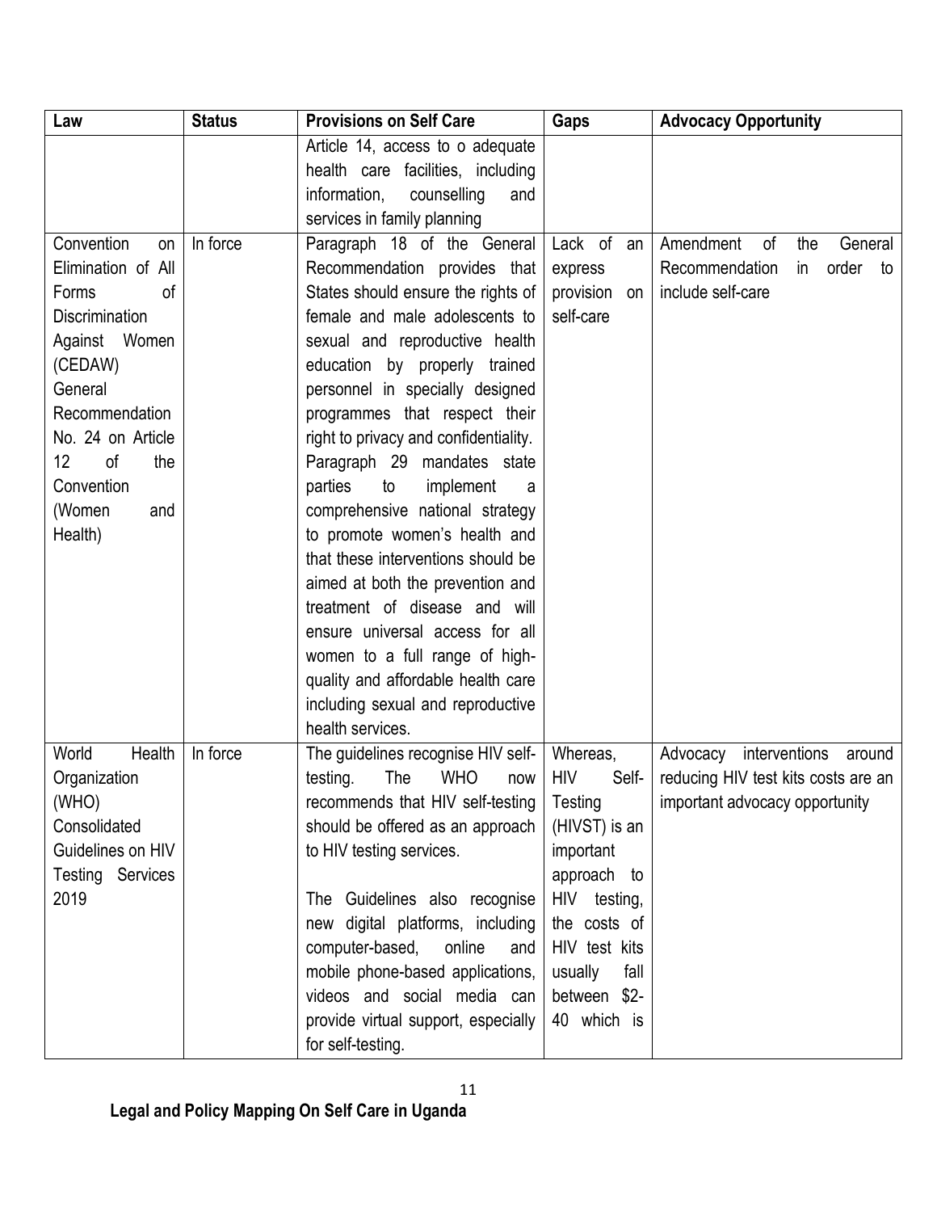| Law | Status | Provisions on Self Care | Gaps | Advocacy Opportunity |
|---|---|---|---|---|
| | | Article 14, access to o adequate health care facilities, including information, counselling and services in family planning | | |
| Convention on Elimination of All Forms of Discrimination Against Women (CEDAW) General Recommendation No. 24 on Article 12 of the Convention (Women and Health) | In force | Paragraph 18 of the General Recommendation provides that States should ensure the rights of female and male adolescents to sexual and reproductive health education by properly trained personnel in specially designed programmes that respect their right to privacy and confidentiality. Paragraph 29 mandates state parties to implement a comprehensive national strategy to promote women's health and that these interventions should be aimed at both the prevention and treatment of disease and will ensure universal access for all women to a full range of high-quality and affordable health care including sexual and reproductive health services. | Lack of an express provision on self-care | Amendment of the General Recommendation in order to include self-care |
| World Health Organization (WHO) Consolidated Guidelines on HIV Testing Services 2019 | In force | The guidelines recognise HIV self-testing. The WHO now recommends that HIV self-testing should be offered as an approach to HIV testing services.<br><br>The Guidelines also recognise new digital platforms, including computer-based, online and mobile phone-based applications, videos and social media can provide virtual support, especially for self-testing. | Whereas, HIV Self-Testing (HIVST) is an important approach to HIV testing, the costs of HIV test kits usually fall between $2-40 which is | Advocacy interventions around reducing HIV test kits costs are an important advocacy opportunity |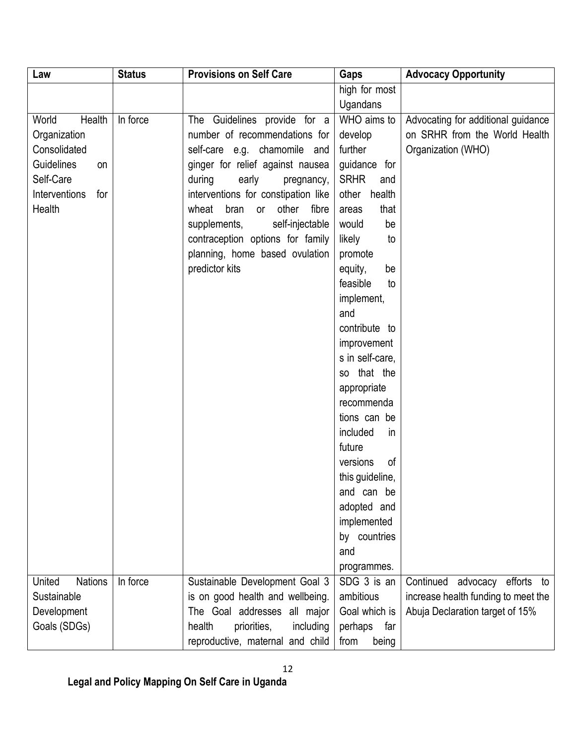| Law | Status | Provisions on Self Care | Gaps | Advocacy Opportunity |
|---|---|---|---|---|
| | | | high for most Ugandans | |
| World Health Organization Consolidated Guidelines on Self-Care Interventions for Health | In force | The Guidelines provide for a number of recommendations for self-care e.g. chamomile and ginger for relief against nausea during early pregnancy, interventions for constipation like wheat bran or other fibre supplements, self-injectable contraception options for family planning, home based ovulation predictor kits | WHO aims to develop further guidance for SRHR and other health areas that would be likely to promote equity, be feasible to implement, and contribute to improvements in self-care, so that the appropriate recommendations can be included in future versions of this guideline, and can be adopted and implemented by countries and programmes. | Advocating for additional guidance on SRHR from the World Health Organization (WHO) |
| United Nations Sustainable Development Goals (SDGs) | In force | Sustainable Development Goal 3 is on good health and wellbeing. The Goal addresses all major health priorities, including reproductive, maternal and child | SDG 3 is an ambitious Goal which is perhaps far from being | Continued advocacy efforts to increase health funding to meet the Abuja Declaration target of 15% |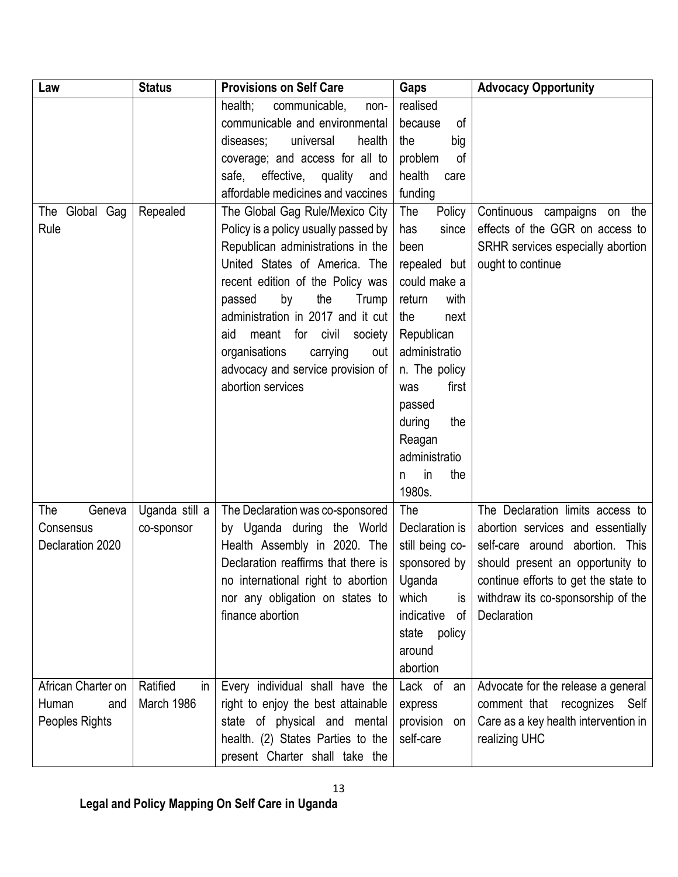| Law | Status | Provisions on Self Care | Gaps | Advocacy Opportunity |
|---|---|---|---|---|
| | | health; communicable, non-communicable and environmental diseases; universal health coverage; and access for all to safe, effective, quality and affordable medicines and vaccines | realised because of the big problem of health care funding | |
| The Global Gag Rule | Repealed | The Global Gag Rule/Mexico City Policy is a policy usually passed by Republican administrations in the United States of America. The recent edition of the Policy was passed by the Trump administration in 2017 and it cut aid meant for civil society organisations carrying out advocacy and service provision of abortion services | The Policy has since been repealed but could make a return with the next Republican administration. The policy was first passed during the Reagan administration in the 1980s. | Continuous campaigns on the effects of the GGR on access to SRHR services especially abortion ought to continue |
| The Geneva Consensus Declaration 2020 | Uganda still a co-sponsor | The Declaration was co-sponsored by Uganda during the World Health Assembly in 2020. The Declaration reaffirms that there is no international right to abortion nor any obligation on states to finance abortion | The Declaration is still being co-sponsored by Uganda which is indicative of state policy around abortion | The Declaration limits access to abortion services and essentially self-care around abortion. This should present an opportunity to continue efforts to get the state to withdraw its co-sponsorship of the Declaration |
| African Charter on Human and Peoples Rights | Ratified in March 1986 | Every individual shall have the right to enjoy the best attainable state of physical and mental health. (2) States Parties to the present Charter shall take the | Lack of an express provision on self-care | Advocate for the release a general comment that recognizes Self Care as a key health intervention in realizing UHC |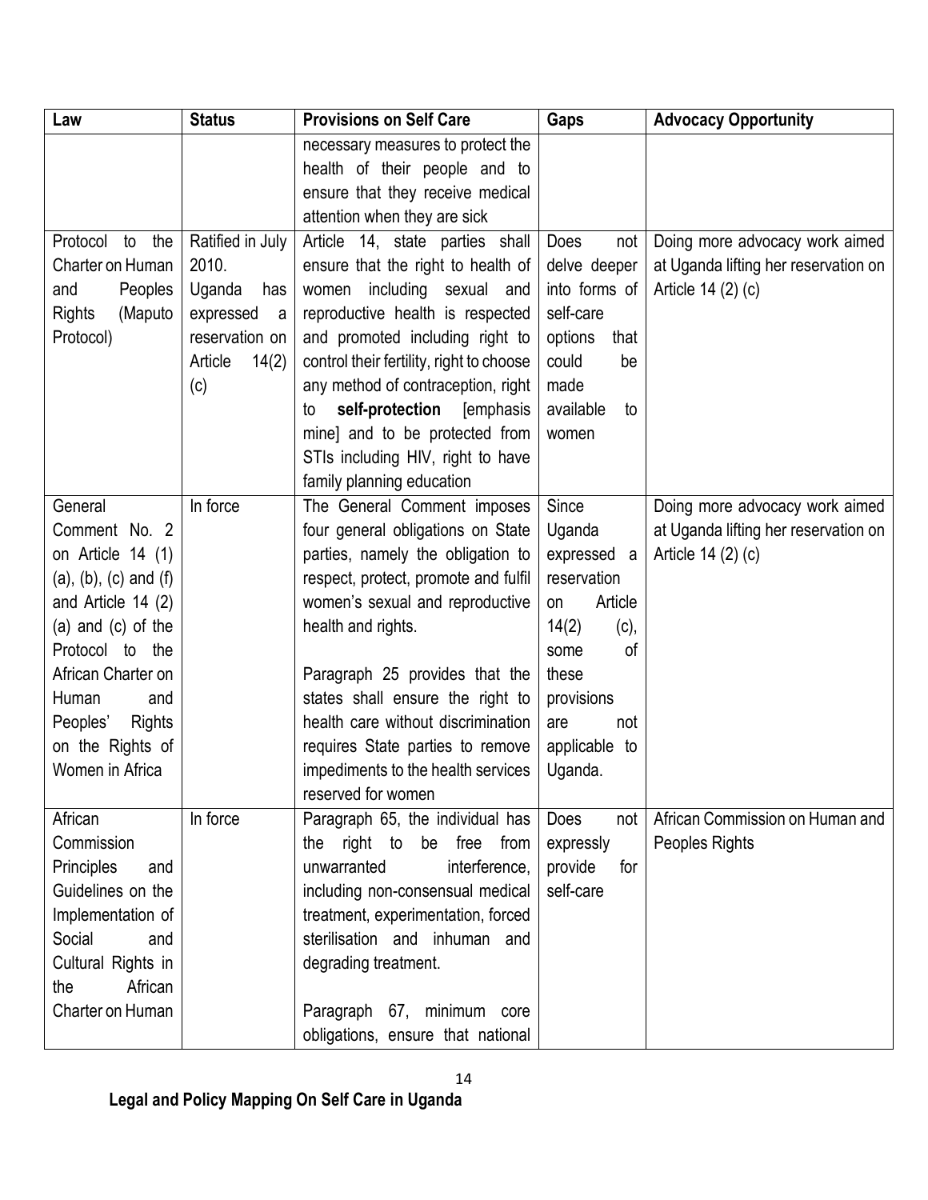| Law | Status | Provisions on Self Care | Gaps | Advocacy Opportunity |
|---|---|---|---|---|
| | | necessary measures to protect the health of their people and to ensure that they receive medical attention when they are sick | | |
| Protocol to the Charter on Human and Peoples Rights (Maputo Protocol) | Ratified in July 2010. Uganda has expressed a reservation on Article 14(2) (c) | Article 14, state parties shall ensure that the right to health of women including sexual and reproductive health is respected and promoted including right to control their fertility, right to choose any method of contraception, right to **self-protection** [emphasis mine] and to be protected from STIs including HIV, right to have family planning education | Does not delve deeper into forms of self-care options that could be made available to women | Doing more advocacy work aimed at Uganda lifting her reservation on Article 14 (2) (c) |
| General Comment No. 2 on Article 14 (1) (a), (b), (c) and (f) and Article 14 (2) (a) and (c) of the Protocol to the African Charter on Human and Peoples' Rights on the Rights of Women in Africa | In force | The General Comment imposes four general obligations on State parties, namely the obligation to respect, protect, promote and fulfil women's sexual and reproductive health and rights.<br><br>Paragraph 25 provides that the states shall ensure the right to health care without discrimination requires State parties to remove impediments to the health services reserved for women | Since Uganda expressed a reservation on Article 14(2) (c), some of these provisions are not applicable to Uganda. | Doing more advocacy work aimed at Uganda lifting her reservation on Article 14 (2) (c) |
| African Commission Principles and Guidelines on the Implementation of Social and Cultural Rights in the African Charter on Human | In force | Paragraph 65, the individual has the right to be free from unwarranted interference, including non-consensual medical treatment, experimentation, forced sterilisation and inhuman and degrading treatment.<br><br>Paragraph 67, minimum core obligations, ensure that national | Does not expressly provide for self-care | African Commission on Human and Peoples Rights |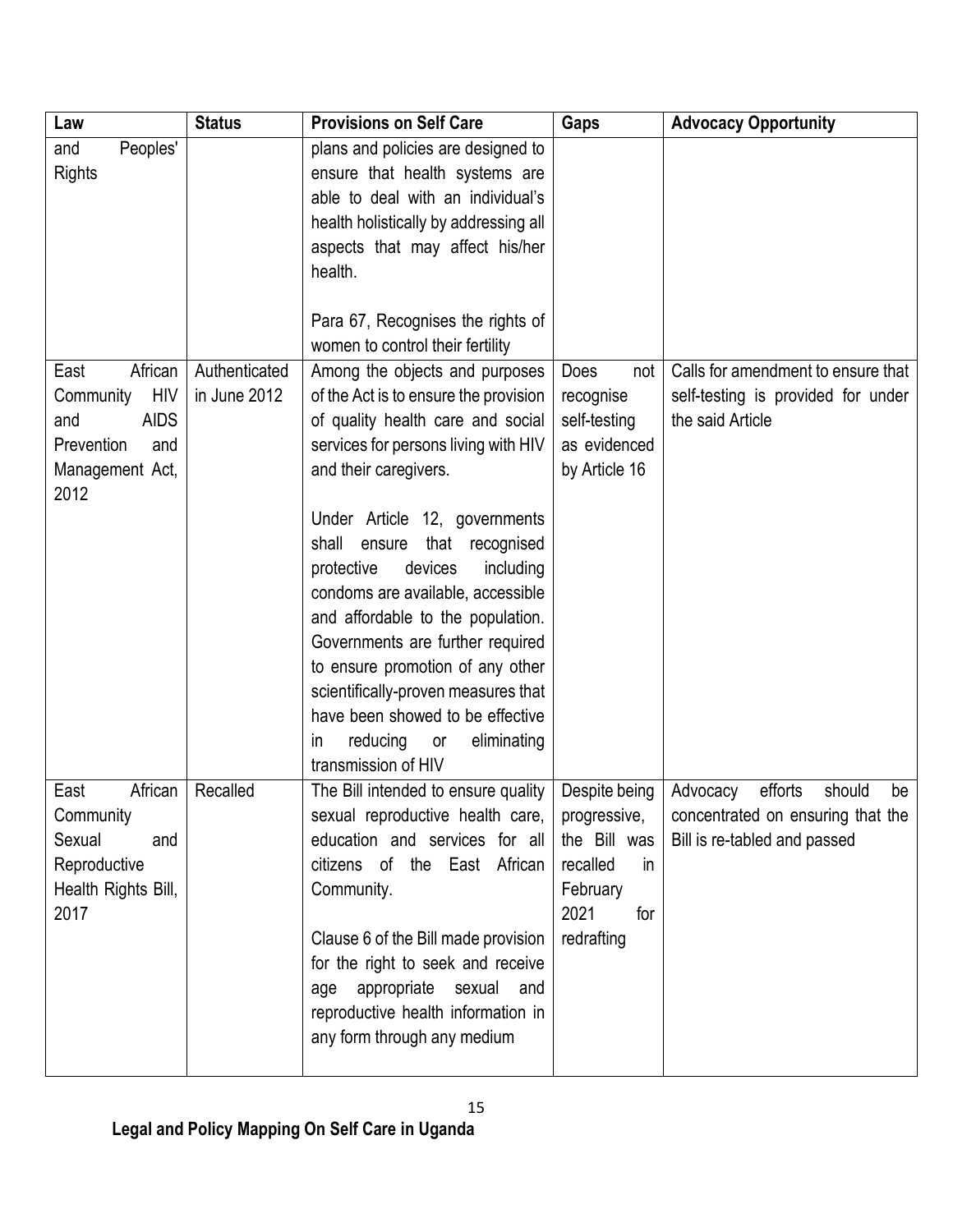| Law | Status | Provisions on Self Care | Gaps | Advocacy Opportunity |
|---|---|---|---|---|
| and Peoples' Rights | | plans and policies are designed to ensure that health systems are able to deal with an individual's health holistically by addressing all aspects that may affect his/her health.<br><br>Para 67, Recognises the rights of women to control their fertility | | |
| East African Community HIV and AIDS Prevention and Management Act, 2012 | Authenticated in June 2012 | Among the objects and purposes of the Act is to ensure the provision of quality health care and social services for persons living with HIV and their caregivers.<br><br>Under Article 12, governments shall ensure that recognised protective devices including condoms are available, accessible and affordable to the population. Governments are further required to ensure promotion of any other scientifically-proven measures that have been showed to be effective in reducing or eliminating transmission of HIV | Does not recognise self-testing as evidenced by Article 16 | Calls for amendment to ensure that self-testing is provided for under the said Article |
| East African Community Sexual and Reproductive Health Rights Bill, 2017 | Recalled | The Bill intended to ensure quality sexual reproductive health care, education and services for all citizens of the East African Community.<br><br>Clause 6 of the Bill made provision for the right to seek and receive age appropriate sexual and reproductive health information in any form through any medium | Despite being progressive, the Bill was recalled in February 2021 for redrafting | Advocacy efforts should be concentrated on ensuring that the Bill is re-tabled and passed |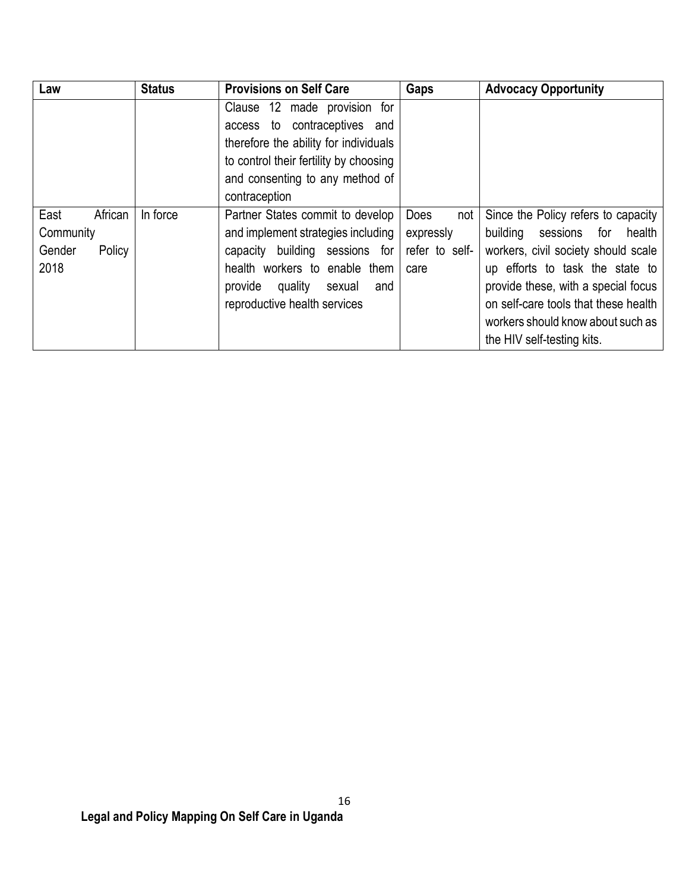| Law | Status | Provisions on Self Care | Gaps | Advocacy Opportunity |
|---|---|---|---|---|
| | | Clause 12 made provision for access to contraceptives and therefore the ability for individuals to control their fertility by choosing and consenting to any method of contraception | | |
| East African Community Gender Policy 2018 | In force | Partner States commit to develop and implement strategies including capacity building sessions for health workers to enable them provide quality sexual and reproductive health services | Does not expressly refer to self-care | Since the Policy refers to capacity building sessions for health workers, civil society should scale up efforts to task the state to provide these, with a special focus on self-care tools that these health workers should know about such as the HIV self-testing kits. |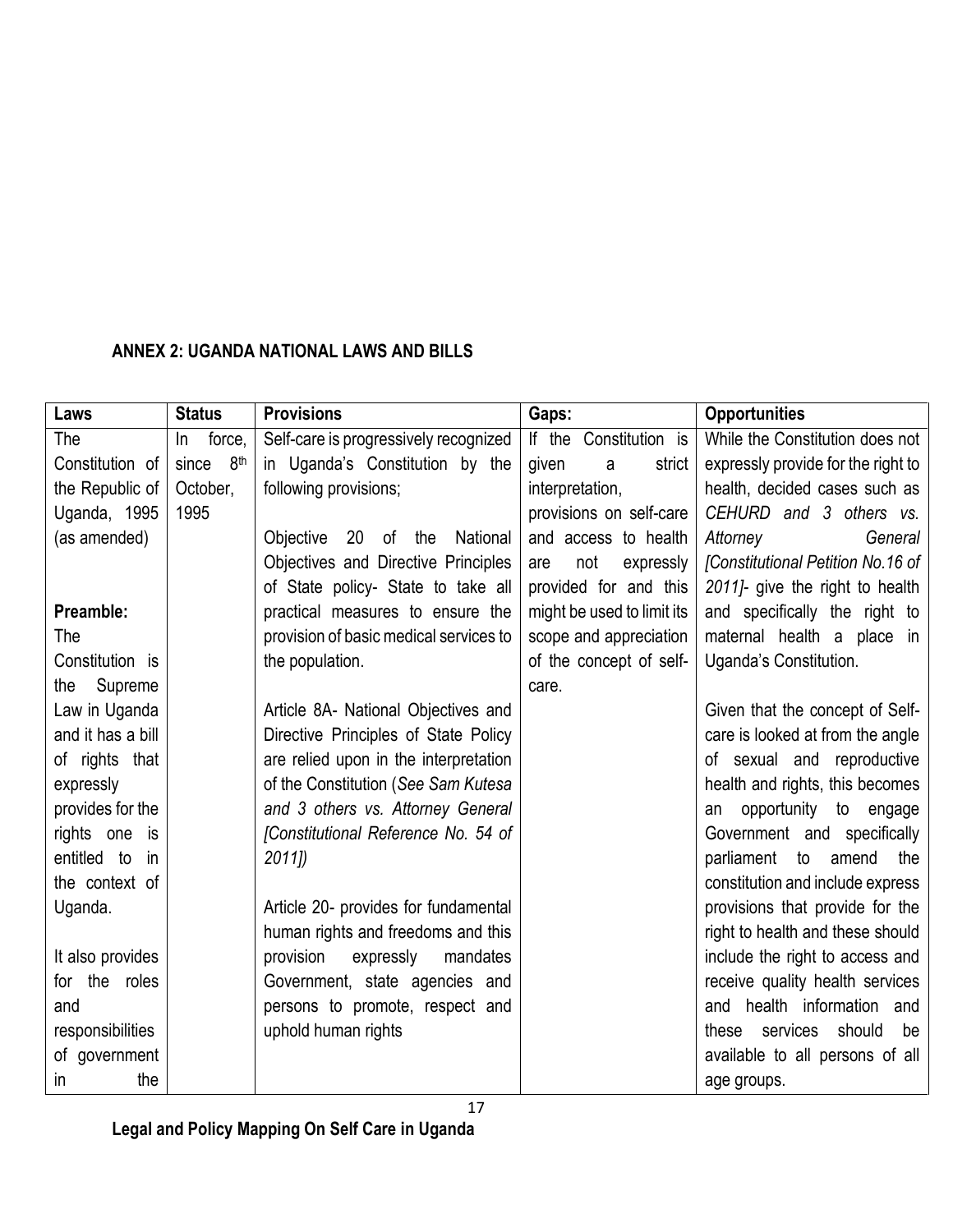**ANNEX 2: UGANDA NATIONAL LAWS AND BILLS**

| Laws | Status | Provisions | Gaps: | Opportunities |
|---|---|---|---|---|
| The Constitution of the Republic of Uganda, 1995 (as amended)<br><br>**Preamble:**<br>The Constitution is the Supreme Law in Uganda and it has a bill of rights that expressly provides for the rights one is entitled to in the context of Uganda.<br><br>It also provides for the roles and responsibilities of government in the | In force, since 8th October, 1995 | Self-care is progressively recognized in Uganda's Constitution by the following provisions;<br><br>Objective 20 of the National Objectives and Directive Principles of State policy- State to take all practical measures to ensure the provision of basic medical services to the population.<br><br>Article 8A- National Objectives and Directive Principles of State Policy are relied upon in the interpretation of the Constitution (*See Sam Kutesa and 3 others vs. Attorney General [Constitutional Reference No. 54 of 2011]*)<br><br>Article 20- provides for fundamental human rights and freedoms and this provision expressly mandates Government, state agencies and persons to promote, respect and uphold human rights | If the Constitution is given a strict interpretation, provisions on self-care and access to health are not expressly provided for and this might be used to limit its scope and appreciation of the concept of self-care. | While the Constitution does not expressly provide for the right to health, decided cases such as *CEHURD and 3 others vs. Attorney General [Constitutional Petition No.16 of 2011]*- give the right to health and specifically the right to maternal health a place in Uganda's Constitution.<br><br>Given that the concept of Self-care is looked at from the angle of sexual and reproductive health and rights, this becomes an opportunity to engage Government and specifically parliament to amend the constitution and include express provisions that provide for the right to health and these should include the right to access and receive quality health services and health information and these services should be available to all persons of all age groups. |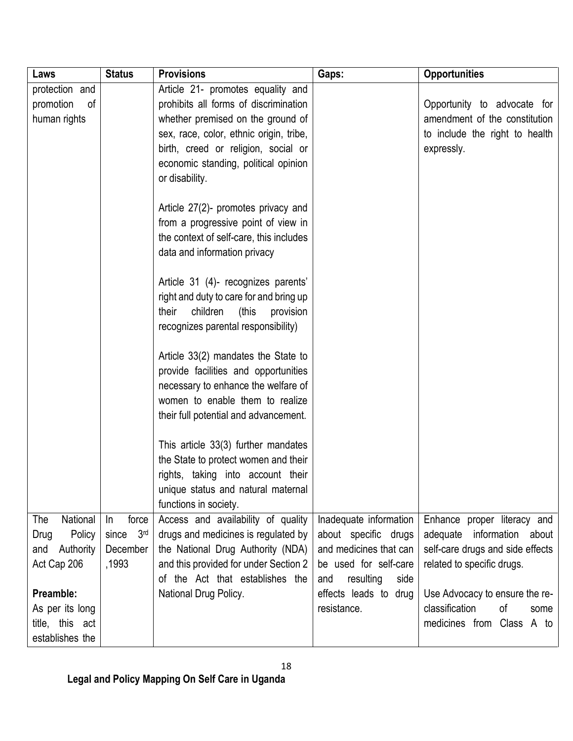| Laws | Status | Provisions | Gaps: | Opportunities |
|---|---|---|---|---|
| protection and promotion of human rights | | Article 21- promotes equality and prohibits all forms of discrimination whether premised on the ground of sex, race, color, ethnic origin, tribe, birth, creed or religion, social or economic standing, political opinion or disability.<br><br>Article 27(2)- promotes privacy and from a progressive point of view in the context of self-care, this includes data and information privacy<br><br>Article 31 (4)- recognizes parents' right and duty to care for and bring up their children (this provision recognizes parental responsibility)<br><br>Article 33(2) mandates the State to provide facilities and opportunities necessary to enhance the welfare of women to enable them to realize their full potential and advancement.<br><br>This article 33(3) further mandates the State to protect women and their rights, taking into account their unique status and natural maternal functions in society. | | Opportunity to advocate for amendment of the constitution to include the right to health expressly. |
| The National Drug Policy and Authority Act Cap 206<br><br>**Preamble:**<br>As per its long title, this act establishes the | In force since 3rd December ,1993 | Access and availability of quality drugs and medicines is regulated by the National Drug Authority (NDA) and this provided for under Section 2 of the Act that establishes the National Drug Policy. | Inadequate information about specific drugs and medicines that can be used for self-care and resulting side effects leads to drug resistance. | Enhance proper literacy and adequate information about self-care drugs and side effects related to specific drugs.<br><br>Use Advocacy to ensure the re-classification of some medicines from Class A to |

**Legal and Policy Mapping On Self Care in Uganda**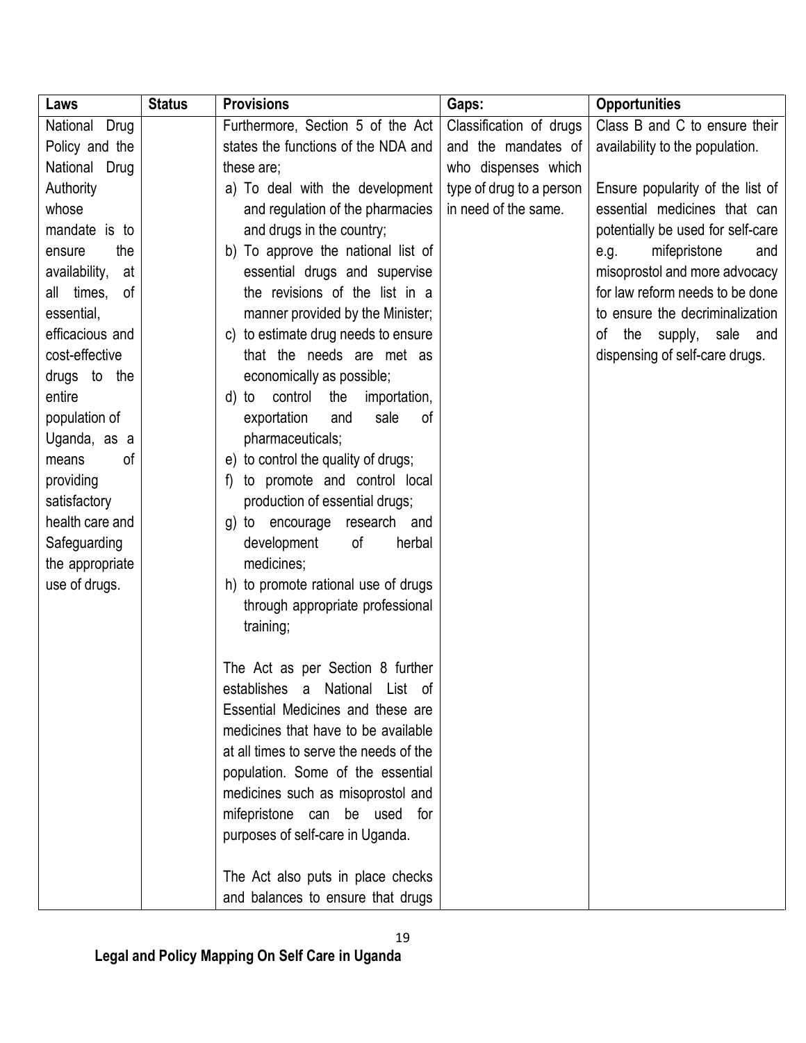| Laws | Status | Provisions | Gaps: | Opportunities |
|---|---|---|---|---|
| National Drug Policy and the National Drug Authority whose mandate is to ensure the availability, at all times, of essential, efficacious and cost-effective drugs to the entire population of Uganda, as a means of providing satisfactory health care and Safeguarding the appropriate use of drugs. | | Furthermore, Section 5 of the Act states the functions of the NDA and these are;<br>a) To deal with the development and regulation of the pharmacies and drugs in the country;<br>b) To approve the national list of essential drugs and supervise the revisions of the list in a manner provided by the Minister;<br>c) to estimate drug needs to ensure that the needs are met as economically as possible;<br>d) to control the importation, exportation and sale of pharmaceuticals;<br>e) to control the quality of drugs;<br>f) to promote and control local production of essential drugs;<br>g) to encourage research and development of herbal medicines;<br>h) to promote rational use of drugs through appropriate professional training;<br><br>The Act as per Section 8 further establishes a National List of Essential Medicines and these are medicines that have to be available at all times to serve the needs of the population. Some of the essential medicines such as misoprostol and mifepristone can be used for purposes of self-care in Uganda.<br><br>The Act also puts in place checks and balances to ensure that drugs | Classification of drugs and the mandates of who dispenses which type of drug to a person in need of the same. | Class B and C to ensure their availability to the population.<br><br>Ensure popularity of the list of essential medicines that can potentially be used for self-care e.g. mifepristone and misoprostol and more advocacy for law reform needs to be done to ensure the decriminalization of the supply, sale and dispensing of self-care drugs. |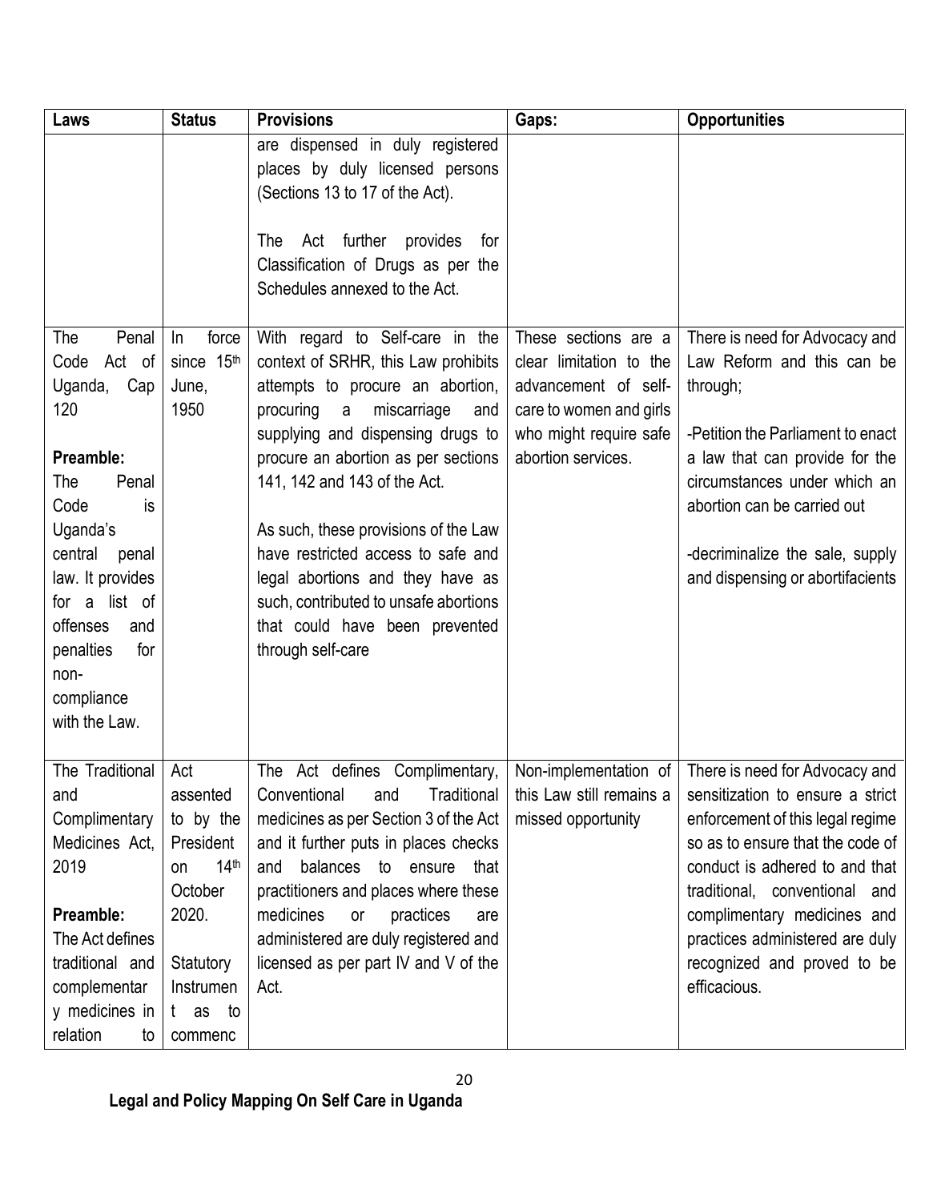| Laws | Status | Provisions | Gaps: | Opportunities |
|---|---|---|---|---|
| | | are dispensed in duly registered places by duly licensed persons (Sections 13 to 17 of the Act).<br><br>The Act further provides for Classification of Drugs as per the Schedules annexed to the Act. | | |
| The Penal Code Act of Uganda, Cap 120<br><br>**Preamble:**<br>The Penal Code is Uganda's central penal law. It provides for a list of offenses and penalties for non-compliance with the Law. | In force since 15th June, 1950 | With regard to Self-care in the context of SRHR, this Law prohibits attempts to procure an abortion, procuring a miscarriage and supplying and dispensing drugs to procure an abortion as per sections 141, 142 and 143 of the Act.<br><br>As such, these provisions of the Law have restricted access to safe and legal abortions and they have as such, contributed to unsafe abortions that could have been prevented through self-care | These sections are a clear limitation to the advancement of self-care to women and girls who might require safe abortion services. | There is need for Advocacy and Law Reform and this can be through;<br><br>-Petition the Parliament to enact a law that can provide for the circumstances under which an abortion can be carried out<br><br>-decriminalize the sale, supply and dispensing or abortifacients |
| The Traditional and Complimentary Medicines Act, 2019<br><br>**Preamble:**<br>The Act defines traditional and complementary medicines in relation to | Act assented to by the President on 14th October 2020.<br><br>Statutory Instrument as to commenc | The Act defines Complimentary, Conventional and Traditional medicines as per Section 3 of the Act and it further puts in places checks and balances to ensure that practitioners and places where these medicines or practices are administered are duly registered and licensed as per part IV and V of the Act. | Non-implementation of this Law still remains a missed opportunity | There is need for Advocacy and sensitization to ensure a strict enforcement of this legal regime so as to ensure that the code of conduct is adhered to and that traditional, conventional and complimentary medicines and practices administered are duly recognized and proved to be efficacious. |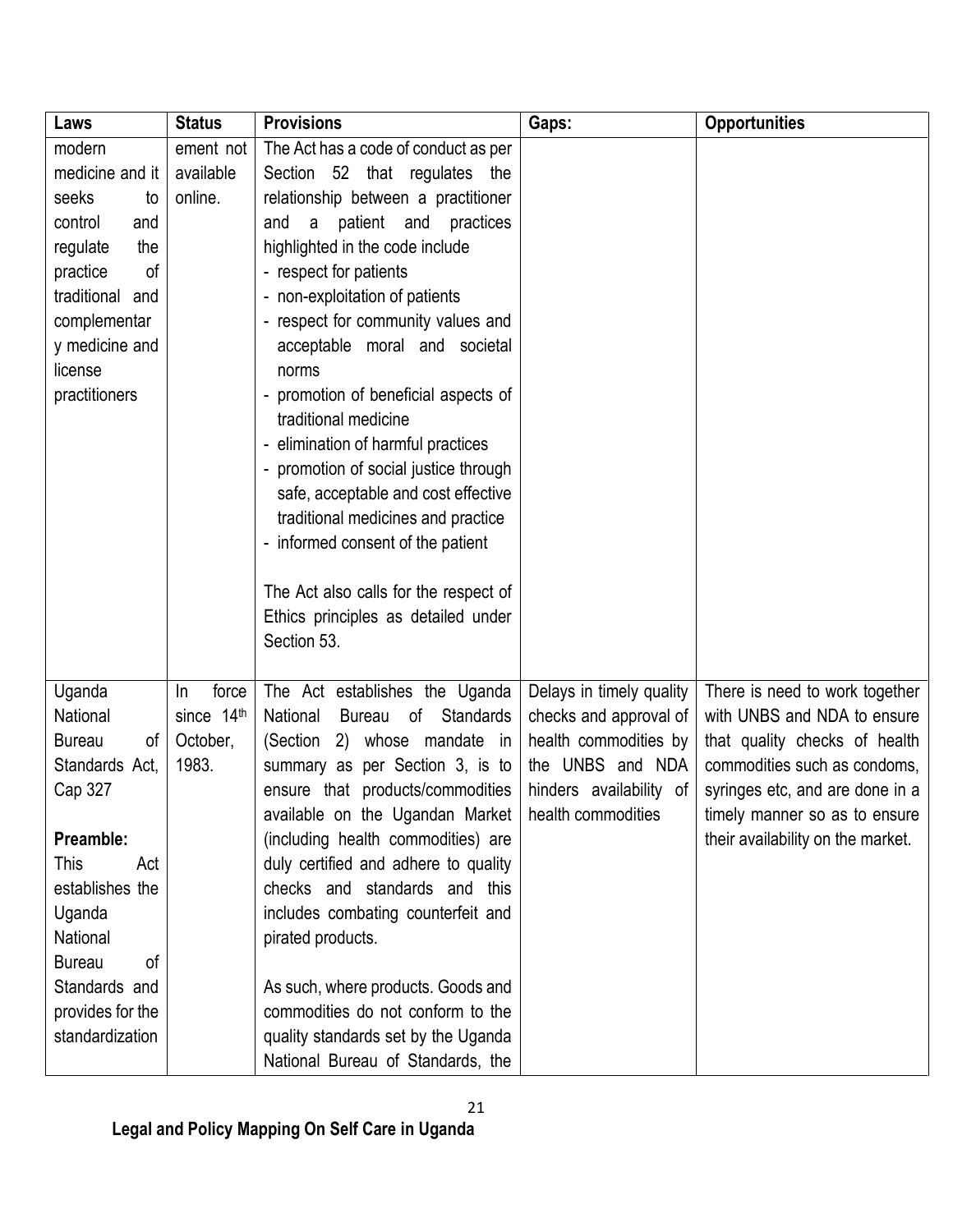| Laws | Status | Provisions | Gaps: | Opportunities |
|---|---|---|---|---|
| modern medicine and it seeks to control and regulate the practice of traditional and complementary medicine and license practitioners | ement not available online. | The Act has a code of conduct as per Section 52 that regulates the relationship between a practitioner and a patient and practices highlighted in the code include<br>- respect for patients<br>- non-exploitation of patients<br>- respect for community values and acceptable moral and societal norms<br>- promotion of beneficial aspects of traditional medicine<br>- elimination of harmful practices<br>- promotion of social justice through safe, acceptable and cost effective traditional medicines and practice<br>- informed consent of the patient<br><br>The Act also calls for the respect of Ethics principles as detailed under Section 53. | | |
| Uganda National Bureau of Standards Act, Cap 327<br><br>**Preamble:**<br>This Act establishes the Uganda National Bureau of Standards and provides for the standardization | In force since 14th October, 1983. | The Act establishes the Uganda National Bureau of Standards (Section 2) whose mandate in summary as per Section 3, is to ensure that products/commodities available on the Ugandan Market (including health commodities) are duly certified and adhere to quality checks and standards and this includes combating counterfeit and pirated products.<br><br>As such, where products. Goods and commodities do not conform to the quality standards set by the Uganda National Bureau of Standards, the | Delays in timely quality checks and approval of health commodities by the UNBS and NDA hinders availability of health commodities | There is need to work together with UNBS and NDA to ensure that quality checks of health commodities such as condoms, syringes etc, and are done in a timely manner so as to ensure their availability on the market. |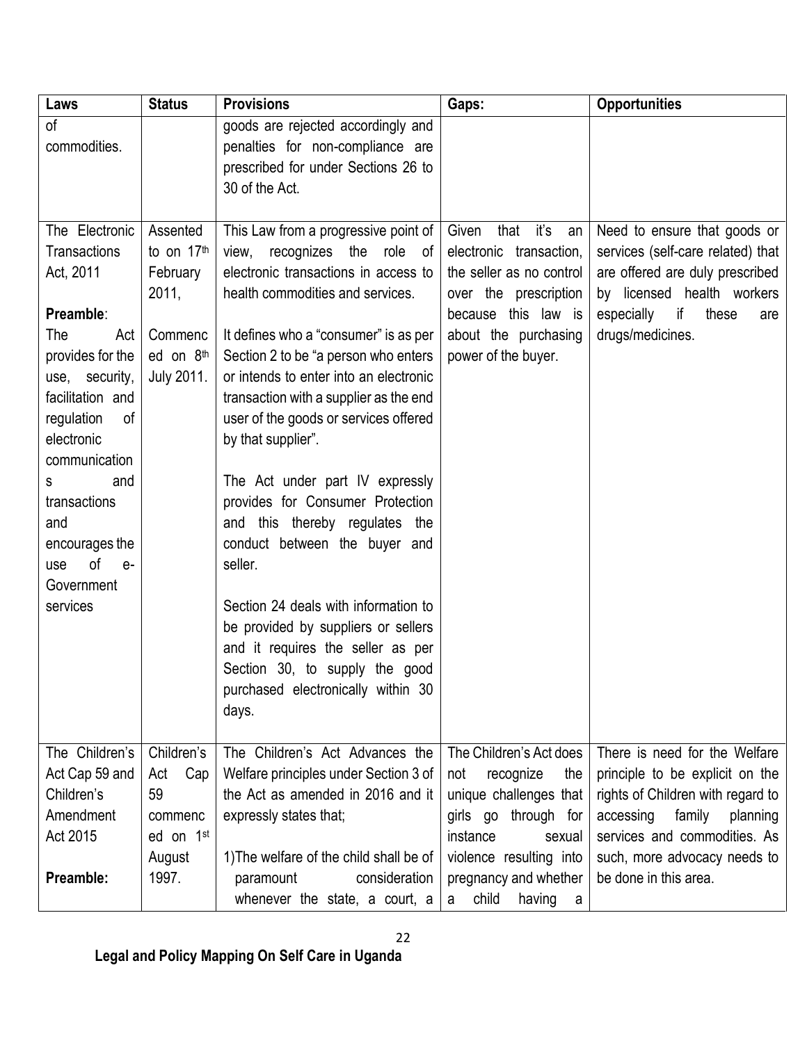| Laws | Status | Provisions | Gaps: | Opportunities |
|---|---|---|---|---|
| of commodities. | | goods are rejected accordingly and penalties for non-compliance are prescribed for under Sections 26 to 30 of the Act. | | |
| The Electronic Transactions Act, 2011<br><br>**Preamble**:<br>The Act provides for the use, security, facilitation and regulation of electronic communications and transactions and encourages the use of e-Government services | Assented to on 17th February 2011,<br><br>Commenced on 8th July 2011. | This Law from a progressive point of view, recognizes the role of electronic transactions in access to health commodities and services.<br><br>It defines who a "consumer" is as per Section 2 to be "a person who enters or intends to enter into an electronic transaction with a supplier as the end user of the goods or services offered by that supplier".<br><br>The Act under part IV expressly provides for Consumer Protection and this thereby regulates the conduct between the buyer and seller.<br><br>Section 24 deals with information to be provided by suppliers or sellers and it requires the seller as per Section 30, to supply the good purchased electronically within 30 days. | Given that it's an electronic transaction, the seller as no control over the prescription because this law is about the purchasing power of the buyer. | Need to ensure that goods or services (self-care related) that are offered are duly prescribed by licensed health workers especially if these are drugs/medicines. |
| The Children's Act Cap 59 and Children's Amendment Act 2015<br><br>**Preamble:** | Children's Act Cap 59 commenced on 1st August 1997. | The Children's Act Advances the Welfare principles under Section 3 of the Act as amended in 2016 and it expressly states that;<br><br>1)The welfare of the child shall be of paramount consideration whenever the state, a court, a | The Children's Act does not recognize the unique challenges that girls go through for instance sexual violence resulting into pregnancy and whether a child having a | There is need for the Welfare principle to be explicit on the rights of Children with regard to accessing family planning services and commodities. As such, more advocacy needs to be done in this area. |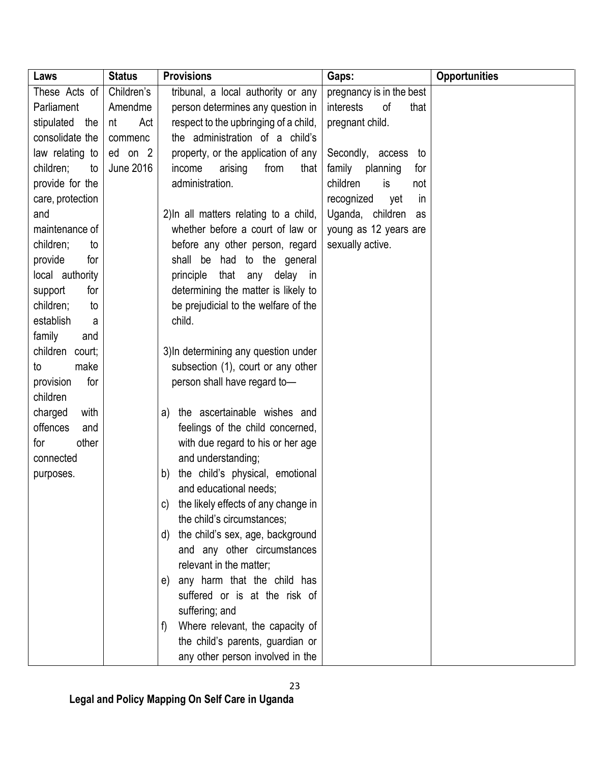| Laws | Status | Provisions | Gaps: | Opportunities |
|---|---|---|---|---|
| These Acts of Parliament stipulated the consolidate the law relating to children; to provide for the care, protection and maintenance of children; to provide for local authority support for children; to establish a family and children court; to make provision for children charged with offences and for other connected purposes. | Children's Amendment Act commenced on 2 June 2016 | tribunal, a local authority or any person determines any question in respect to the upbringing of a child, the administration of a child's property, or the application of any income arising from that administration.<br><br>2)In all matters relating to a child, whether before a court of law or before any other person, regard shall be had to the general principle that any delay in determining the matter is likely to be prejudicial to the welfare of the child.<br><br>3)In determining any question under subsection (1), court or any other person shall have regard to—<br><br>a) the ascertainable wishes and feelings of the child concerned, with due regard to his or her age and understanding;<br>b) the child's physical, emotional and educational needs;<br>c) the likely effects of any change in the child's circumstances;<br>d) the child's sex, age, background and any other circumstances relevant in the matter;<br>e) any harm that the child has suffered or is at the risk of suffering; and<br>f) Where relevant, the capacity of the child's parents, guardian or any other person involved in the | pregnancy is in the best interests of that pregnant child.<br><br>Secondly, access to family planning for children is not recognized yet in Uganda, children as young as 12 years are sexually active. | |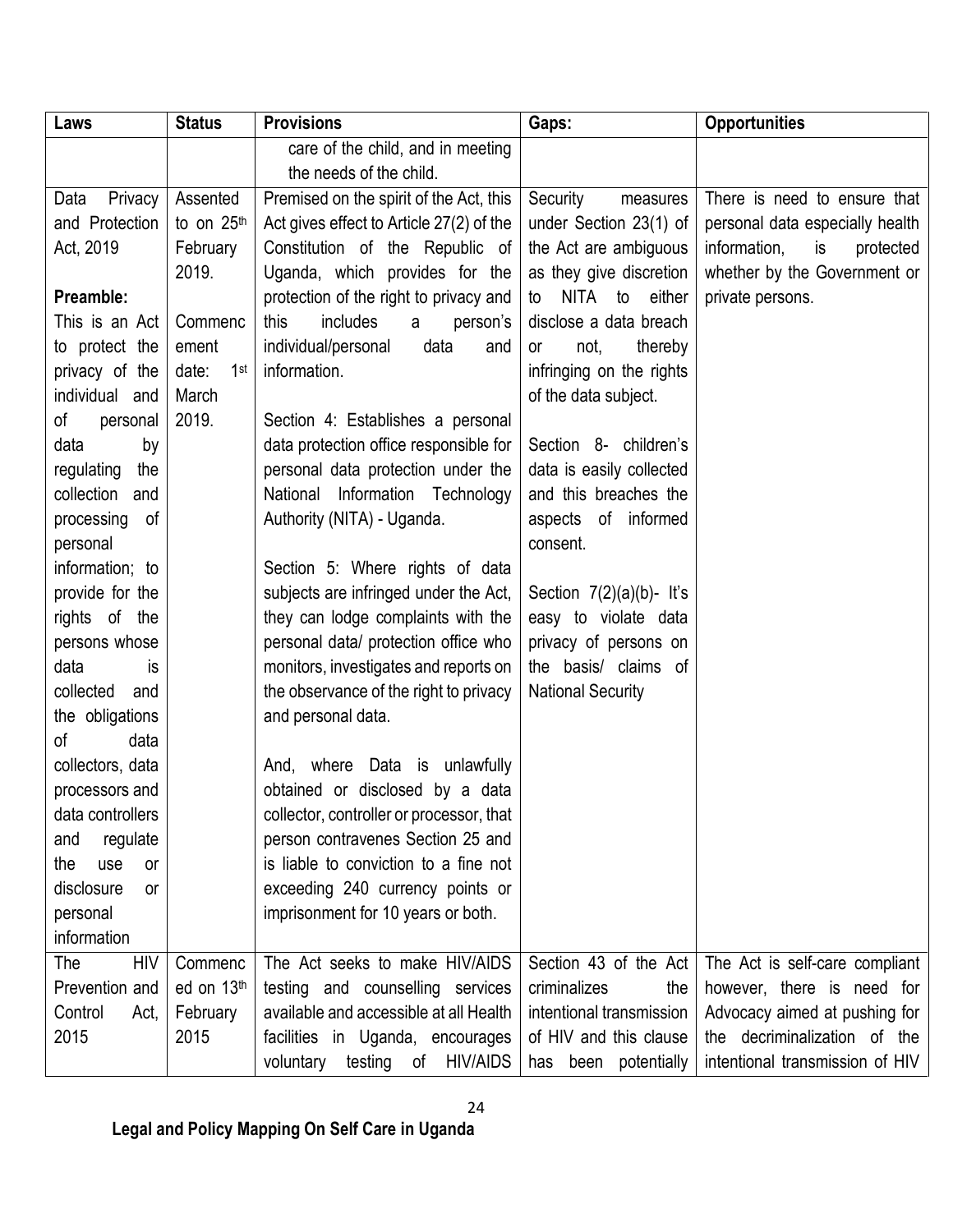| Laws | Status | Provisions | Gaps: | Opportunities |
|---|---|---|---|---|
| | | care of the child, and in meeting the needs of the child. | | |
| Data Privacy and Protection Act, 2019<br><br>**Preamble:**<br>This is an Act to protect the privacy of the individual and of personal data by regulating the collection and processing of personal information; to provide for the rights of the persons whose data is collected and the obligations of data collectors, data processors and data controllers and regulate the use or disclosure or personal information | Assented to on 25th February 2019.<br><br>Commencement date: 1st March 2019. | Premised on the spirit of the Act, this Act gives effect to Article 27(2) of the Constitution of the Republic of Uganda, which provides for the protection of the right to privacy and this includes a person's individual/personal data and information.<br><br>Section 4: Establishes a personal data protection office responsible for personal data protection under the National Information Technology Authority (NITA) - Uganda.<br><br>Section 5: Where rights of data subjects are infringed under the Act, they can lodge complaints with the personal data/ protection office who monitors, investigates and reports on the observance of the right to privacy and personal data.<br><br>And, where Data is unlawfully obtained or disclosed by a data collector, controller or processor, that person contravenes Section 25 and is liable to conviction to a fine not exceeding 240 currency points or imprisonment for 10 years or both. | Security measures under Section 23(1) of the Act are ambiguous as they give discretion to NITA to either disclose a data breach or not, thereby infringing on the rights of the data subject.<br><br>Section 8- children's data is easily collected and this breaches the aspects of informed consent.<br><br>Section 7(2)(a)(b)- It's easy to violate data privacy of persons on the basis/ claims of National Security | There is need to ensure that personal data especially health information, is protected whether by the Government or private persons. |
| The HIV Prevention and Control Act, 2015 | Commenced on 13th February 2015 | The Act seeks to make HIV/AIDS testing and counselling services available and accessible at all Health facilities in Uganda, encourages voluntary testing of HIV/AIDS | Section 43 of the Act criminalizes the intentional transmission of HIV and this clause has been potentially | The Act is self-care compliant however, there is need for Advocacy aimed at pushing for the decriminalization of the intentional transmission of HIV |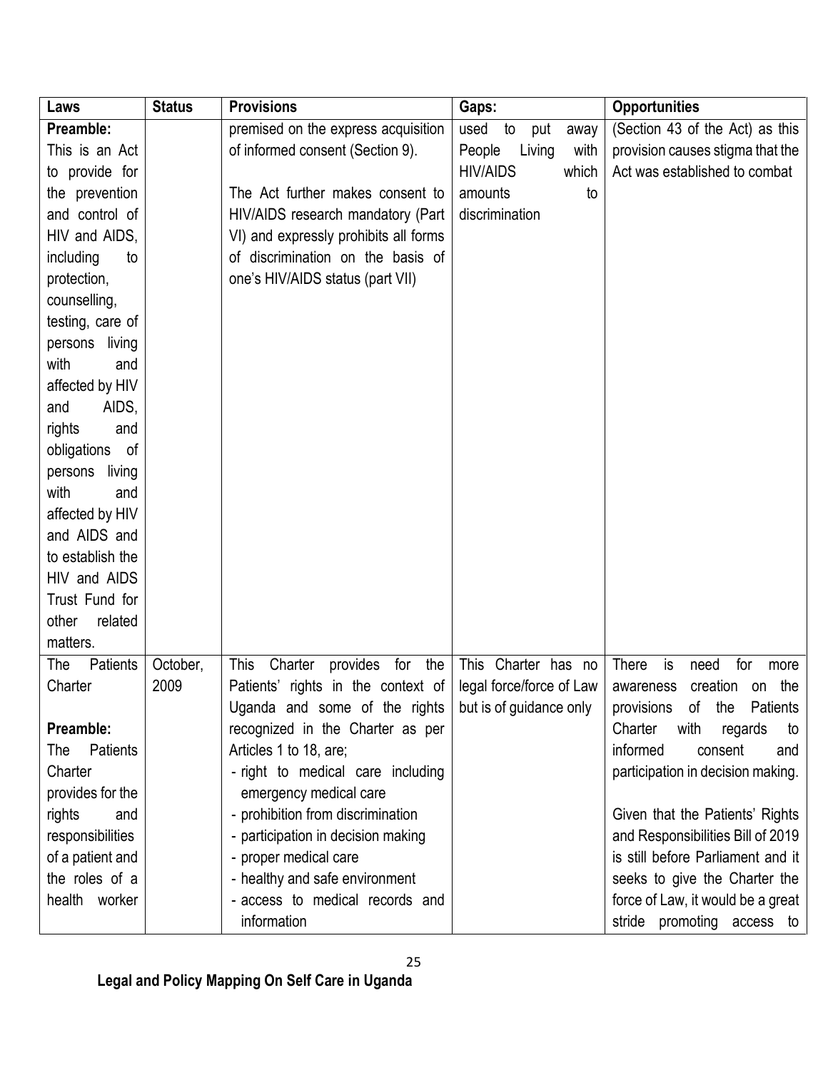| Laws | Status | Provisions | Gaps: | Opportunities |
|---|---|---|---|---|
| **Preamble:** This is an Act to provide for the prevention and control of HIV and AIDS, including to protection, counselling, testing, care of persons living with and affected by HIV and AIDS, rights and obligations of persons living with and affected by HIV and AIDS and to establish the HIV and AIDS Trust Fund for other related matters. | | premised on the express acquisition of informed consent (Section 9).<br><br>The Act further makes consent to HIV/AIDS research mandatory (Part VI) and expressly prohibits all forms of discrimination on the basis of one's HIV/AIDS status (part VII) | used to put away People Living with HIV/AIDS which amounts to discrimination | (Section 43 of the Act) as this provision causes stigma that the Act was established to combat |
| The Patients Charter<br><br>**Preamble:** The Patients Charter provides for the rights and responsibilities of a patient and the roles of a health worker | October, 2009 | This Charter provides for the Patients' rights in the context of Uganda and some of the rights recognized in the Charter as per Articles 1 to 18, are;<br>- right to medical care including emergency medical care<br>- prohibition from discrimination<br>- participation in decision making<br>- proper medical care<br>- healthy and safe environment<br>- access to medical records and information | This Charter has no legal force/force of Law but is of guidance only | There is need for more awareness creation on the provisions of the Patients Charter with regards to informed consent and participation in decision making.<br><br>Given that the Patients' Rights and Responsibilities Bill of 2019 is still before Parliament and it seeks to give the Charter the force of Law, it would be a great stride promoting access to |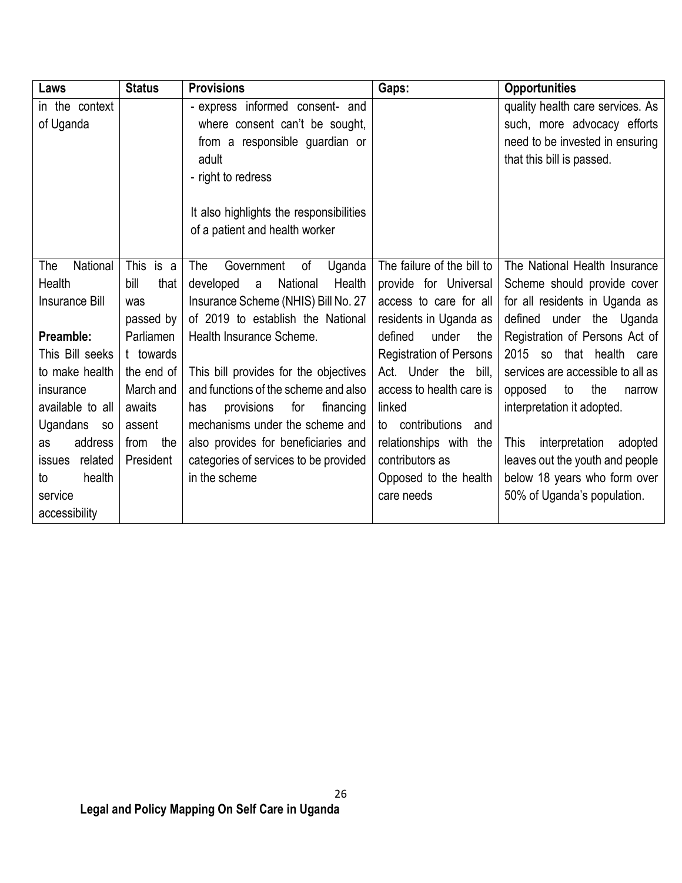| Laws | Status | Provisions | Gaps: | Opportunities |
|---|---|---|---|---|
| in the context of Uganda | | - express informed consent- and where consent can't be sought, from a responsible guardian or adult<br>- right to redress<br><br>It also highlights the responsibilities of a patient and health worker | | quality health care services. As such, more advocacy efforts need to be invested in ensuring that this bill is passed. |
| The National Health Insurance Bill<br><br>**Preamble:**<br>This Bill seeks to make health insurance available to all Ugandans so as address issues related to health service accessibility | This is a bill that was passed by Parliament towards the end of March and awaits assent from the President | The Government of Uganda developed a National Health Insurance Scheme (NHIS) Bill No. 27 of 2019 to establish the National Health Insurance Scheme.<br><br>This bill provides for the objectives and functions of the scheme and also has provisions for financing mechanisms under the scheme and also provides for beneficiaries and categories of services to be provided in the scheme | The failure of the bill to provide for Universal access to care for all residents in Uganda as defined under the Registration of Persons Act. Under the bill, access to health care is linked to contributions and relationships with the contributors as Opposed to the health care needs | The National Health Insurance Scheme should provide cover for all residents in Uganda as defined under the Uganda Registration of Persons Act of 2015 so that health care services are accessible to all as opposed to the narrow interpretation it adopted.<br><br>This interpretation adopted leaves out the youth and people below 18 years who form over 50% of Uganda's population. |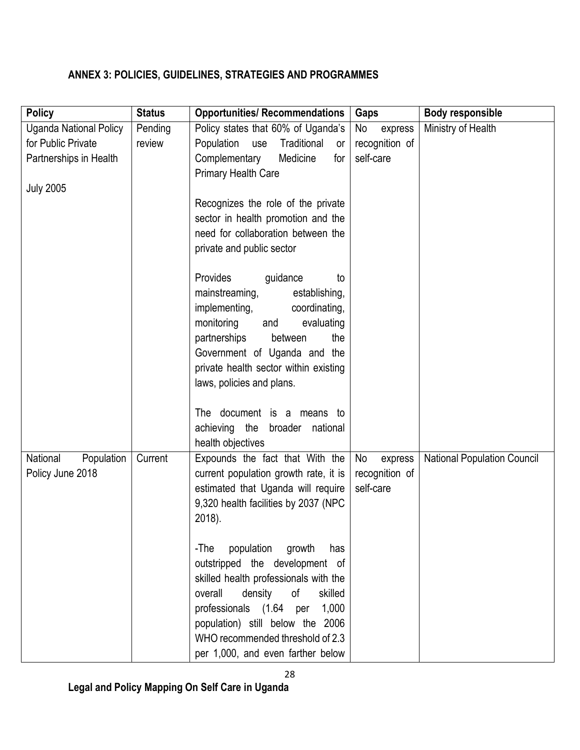## ANNEX 3: POLICIES, GUIDELINES, STRATEGIES AND PROGRAMMES

| Policy | Status | Opportunities/ Recommendations | Gaps | Body responsible |
|---|---|---|---|---|
| Uganda National Policy for Public Private Partnerships in Health<br><br>July 2005 | Pending review | Policy states that 60% of Uganda's Population use Traditional or Complementary Medicine for Primary Health Care<br><br>Recognizes the role of the private sector in health promotion and the need for collaboration between the private and public sector<br><br>Provides guidance to mainstreaming, establishing, implementing, coordinating, monitoring and evaluating partnerships between the Government of Uganda and the private health sector within existing laws, policies and plans.<br><br>The document is a means to achieving the broader national health objectives | No express recognition of self-care | Ministry of Health |
| National Population Policy June 2018 | Current | Expounds the fact that With the current population growth rate, it is estimated that Uganda will require 9,320 health facilities by 2037 (NPC 2018).<br><br>-The population growth has outstripped the development of skilled health professionals with the overall density of skilled professionals (1.64 per 1,000 population) still below the 2006 WHO recommended threshold of 2.3 per 1,000, and even farther below | No express recognition of self-care | National Population Council |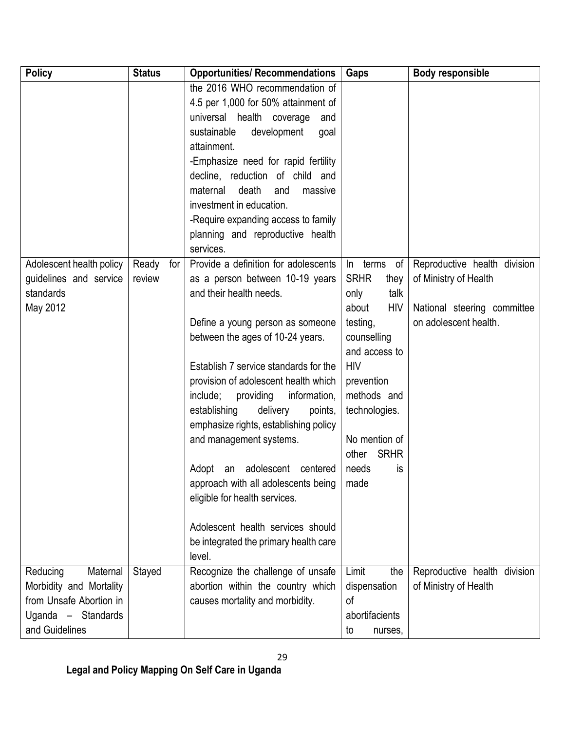| Policy | Status | Opportunities/ Recommendations | Gaps | Body responsible |
|---|---|---|---|---|
| | | the 2016 WHO recommendation of 4.5 per 1,000 for 50% attainment of universal health coverage and sustainable development goal attainment.<br>-Emphasize need for rapid fertility decline, reduction of child and maternal death and massive investment in education.<br>-Require expanding access to family planning and reproductive health services. | | |
| Adolescent health policy guidelines and service standards<br>May 2012 | Ready for review | Provide a definition for adolescents as a person between 10-19 years and their health needs.<br><br>Define a young person as someone between the ages of 10-24 years.<br><br>Establish 7 service standards for the provision of adolescent health which include; providing information, establishing delivery points, emphasize rights, establishing policy and management systems.<br><br>Adopt an adolescent centered approach with all adolescents being eligible for health services.<br><br>Adolescent health services should be integrated the primary health care level. | In terms of SRHR they only talk about HIV testing, counselling and access to HIV prevention methods and technologies.<br><br>No mention of other SRHR needs is made | Reproductive health division of Ministry of Health<br><br>National steering committee on adolescent health. |
| Reducing Maternal Morbidity and Mortality from Unsafe Abortion in Uganda – Standards and Guidelines | Stayed | Recognize the challenge of unsafe abortion within the country which causes mortality and morbidity. | Limit the dispensation of abortifacients to nurses, | Reproductive health division of Ministry of Health |

Legal and Policy Mapping On Self Care in Uganda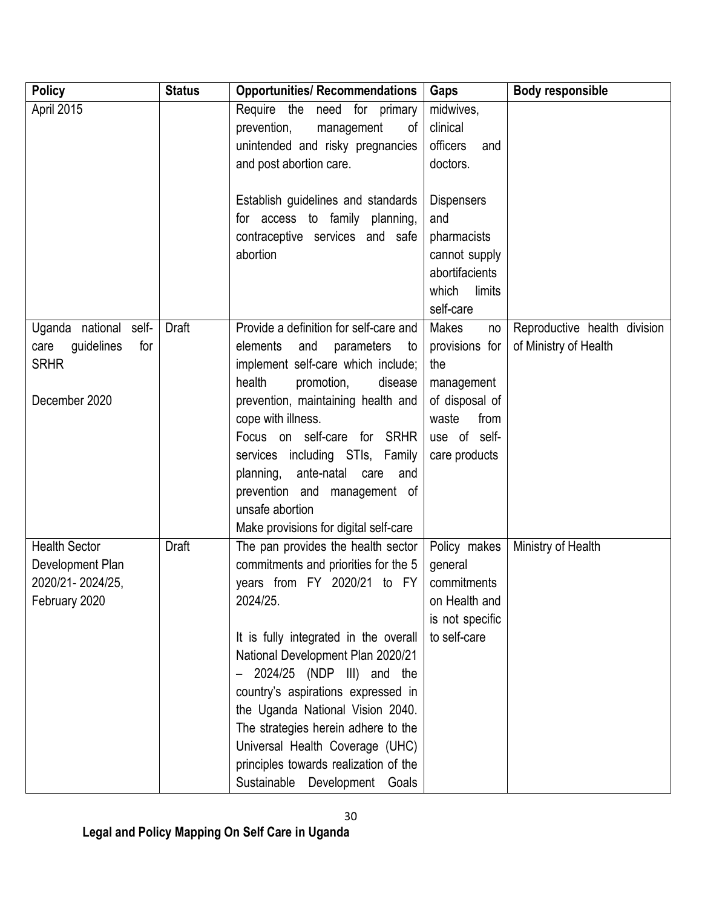| Policy | Status | Opportunities/ Recommendations | Gaps | Body responsible |
|---|---|---|---|---|
| April 2015 | | Require the need for primary prevention, management of unintended and risky pregnancies and post abortion care.<br><br>Establish guidelines and standards for access to family planning, contraceptive services and safe abortion | midwives, clinical officers and doctors.<br><br>Dispensers and pharmacists cannot supply abortifacients which limits self-care | |
| Uganda national self-care guidelines for SRHR<br><br>December 2020 | Draft | Provide a definition for self-care and elements and parameters to implement self-care which include; health promotion, disease prevention, maintaining health and cope with illness.<br>Focus on self-care for SRHR services including STIs, Family planning, ante-natal care and prevention and management of unsafe abortion<br>Make provisions for digital self-care | Makes no provisions for the management of disposal of waste from use of self-care products | Reproductive health division of Ministry of Health |
| Health Sector Development Plan 2020/21- 2024/25, February 2020 | Draft | The pan provides the health sector commitments and priorities for the 5 years from FY 2020/21 to FY 2024/25.<br><br>It is fully integrated in the overall National Development Plan 2020/21 – 2024/25 (NDP III) and the country's aspirations expressed in the Uganda National Vision 2040. The strategies herein adhere to the Universal Health Coverage (UHC) principles towards realization of the Sustainable Development Goals | Policy makes general commitments on Health and is not specific to self-care | Ministry of Health |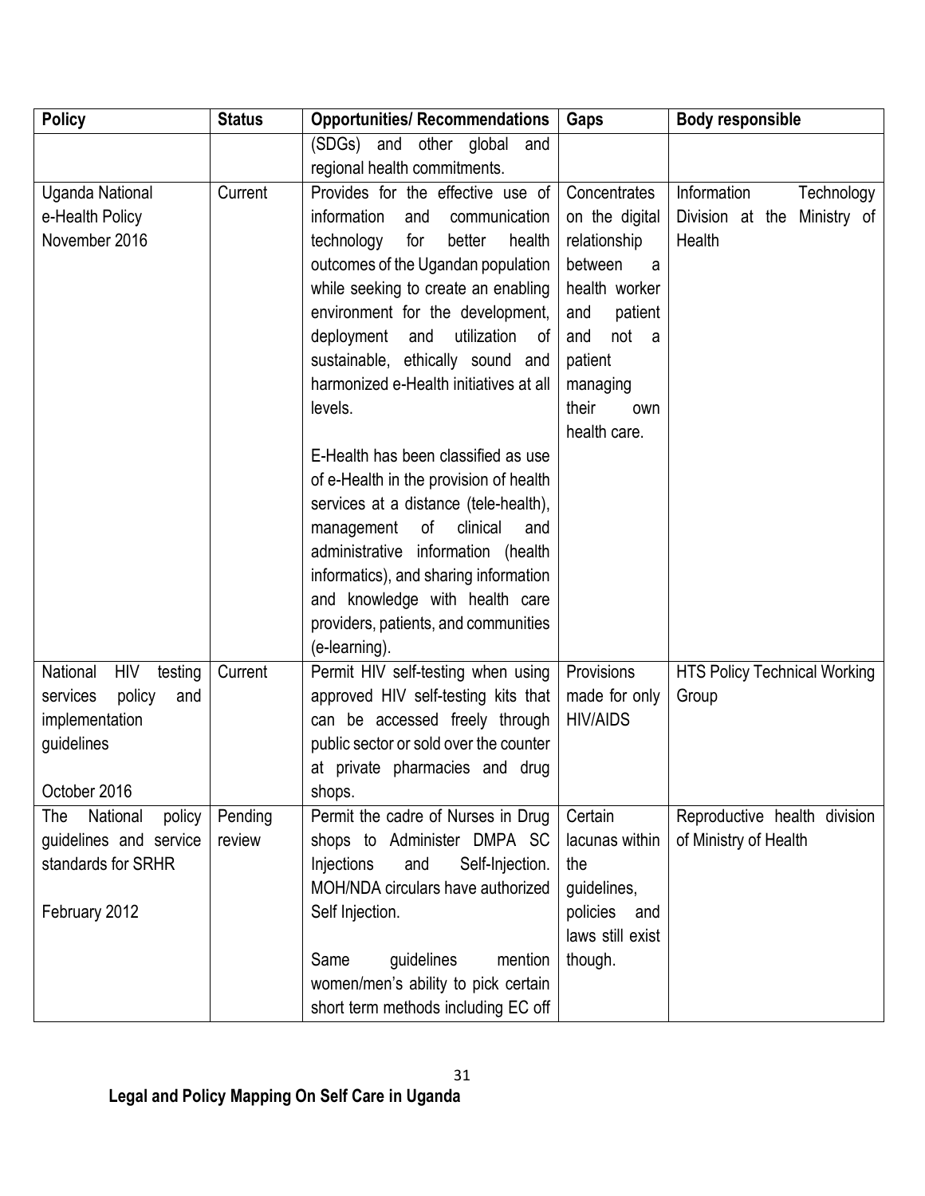| Policy | Status | Opportunities/ Recommendations | Gaps | Body responsible |
|---|---|---|---|---|
| | | (SDGs) and other global and regional health commitments. | | |
| Uganda National e-Health Policy November 2016 | Current | Provides for the effective use of information and communication technology for better health outcomes of the Ugandan population while seeking to create an enabling environment for the development, deployment and utilization of sustainable, ethically sound and harmonized e-Health initiatives at all levels.<br><br>E-Health has been classified as use of e-Health in the provision of health services at a distance (tele-health), management of clinical and administrative information (health informatics), and sharing information and knowledge with health care providers, patients, and communities (e-learning). | Concentrates on the digital relationship between a health worker and patient and not a patient managing their own health care. | Information Technology Division at the Ministry of Health |
| National HIV testing services policy and implementation guidelines<br><br>October 2016 | Current | Permit HIV self-testing when using approved HIV self-testing kits that can be accessed freely through public sector or sold over the counter at private pharmacies and drug shops. | Provisions made for only HIV/AIDS | HTS Policy Technical Working Group |
| The National policy guidelines and service standards for SRHR<br><br>February 2012 | Pending review | Permit the cadre of Nurses in Drug shops to Administer DMPA SC Injections and Self-Injection. MOH/NDA circulars have authorized Self Injection.<br><br>Same guidelines mention women/men's ability to pick certain short term methods including EC off | Certain lacunas within the guidelines, policies and laws still exist though. | Reproductive health division of Ministry of Health |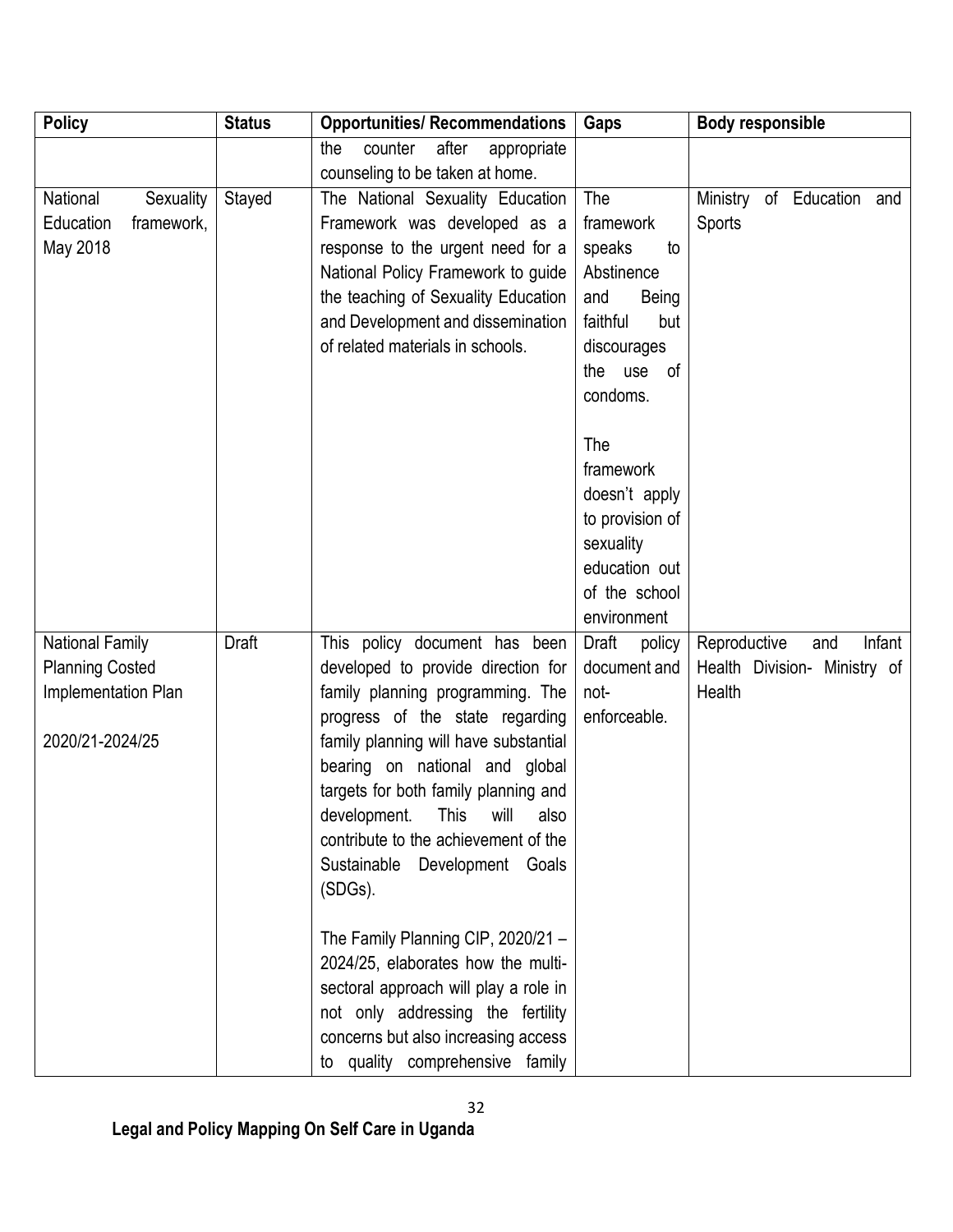| Policy | Status | Opportunities/ Recommendations | Gaps | Body responsible |
|---|---|---|---|---|
| | | the counter after appropriate counseling to be taken at home. | | |
| National Sexuality Education framework, May 2018 | Stayed | The National Sexuality Education Framework was developed as a response to the urgent need for a National Policy Framework to guide the teaching of Sexuality Education and Development and dissemination of related materials in schools. | The framework speaks to Abstinence and Being faithful but discourages the use of condoms.<br><br>The framework doesn't apply to provision of sexuality education out of the school environment | Ministry of Education and Sports |
| National Family Planning Costed Implementation Plan<br><br>2020/21-2024/25 | Draft | This policy document has been developed to provide direction for family planning programming. The progress of the state regarding family planning will have substantial bearing on national and global targets for both family planning and development. This will also contribute to the achievement of the Sustainable Development Goals (SDGs).<br><br>The Family Planning CIP, 2020/21 – 2024/25, elaborates how the multi-sectoral approach will play a role in not only addressing the fertility concerns but also increasing access to quality comprehensive family | Draft policy document and not-enforceable. | Reproductive and Infant Health Division- Ministry of Health |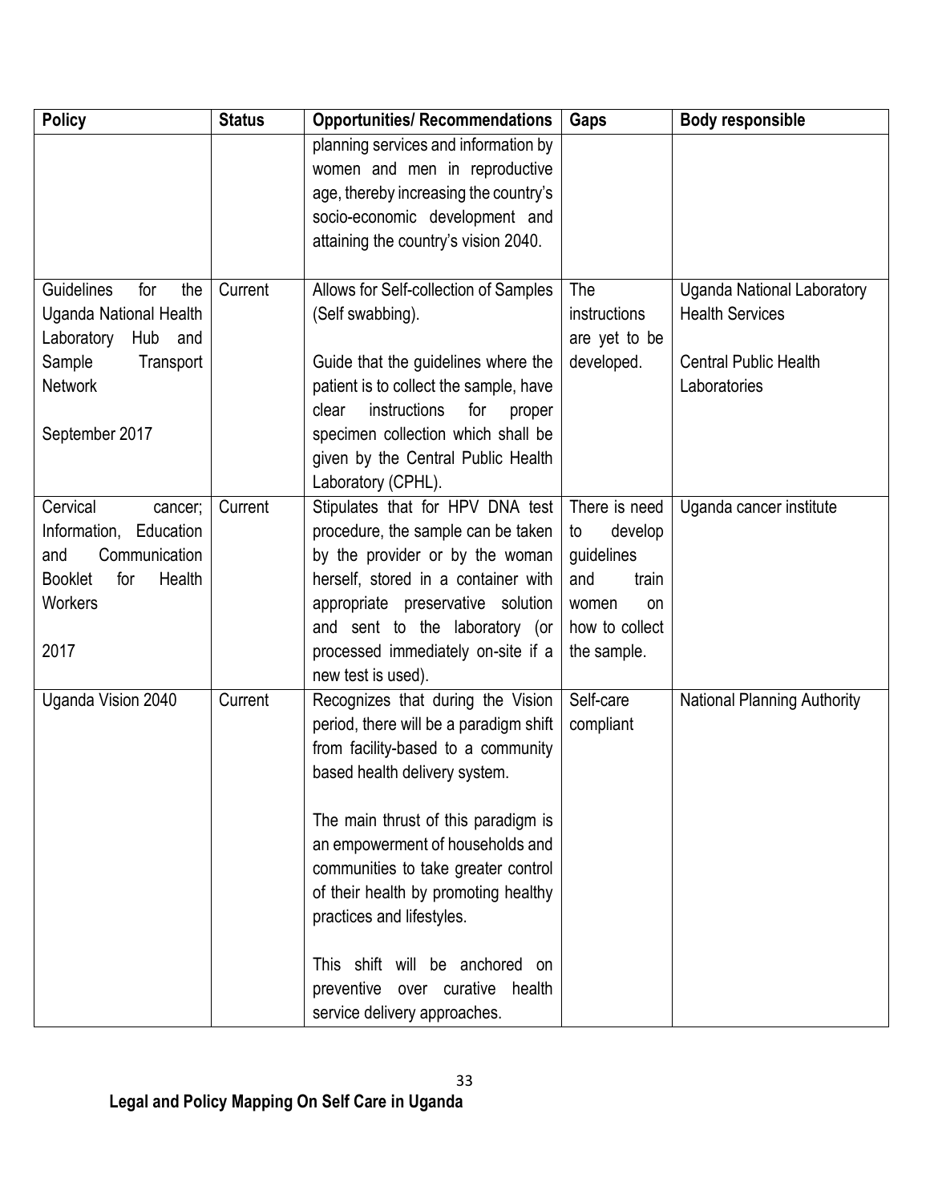| Policy | Status | Opportunities/ Recommendations | Gaps | Body responsible |
|---|---|---|---|---|
| | | planning services and information by women and men in reproductive age, thereby increasing the country's socio-economic development and attaining the country's vision 2040. | | |
| Guidelines for the Uganda National Health Laboratory Hub and Sample Transport Network<br><br>September 2017 | Current | Allows for Self-collection of Samples (Self swabbing).<br><br>Guide that the guidelines where the patient is to collect the sample, have clear instructions for proper specimen collection which shall be given by the Central Public Health Laboratory (CPHL). | The instructions are yet to be developed. | Uganda National Laboratory Health Services<br><br>Central Public Health Laboratories |
| Cervical cancer; Information, Education and Communication Booklet for Health Workers<br><br>2017 | Current | Stipulates that for HPV DNA test procedure, the sample can be taken by the provider or by the woman herself, stored in a container with appropriate preservative solution and sent to the laboratory (or processed immediately on-site if a new test is used). | There is need to develop guidelines and train women on how to collect the sample. | Uganda cancer institute |
| Uganda Vision 2040 | Current | Recognizes that during the Vision period, there will be a paradigm shift from facility-based to a community based health delivery system.<br><br>The main thrust of this paradigm is an empowerment of households and communities to take greater control of their health by promoting healthy practices and lifestyles.<br><br>This shift will be anchored on preventive over curative health service delivery approaches. | Self-care compliant | National Planning Authority |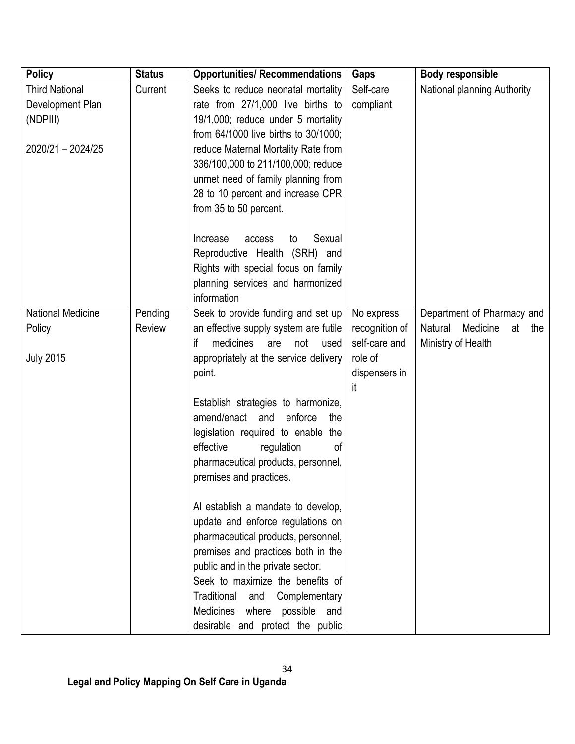| Policy | Status | Opportunities/ Recommendations | Gaps | Body responsible |
|---|---|---|---|---|
| Third National Development Plan (NDPIII)<br><br>2020/21 – 2024/25 | Current | Seeks to reduce neonatal mortality rate from 27/1,000 live births to 19/1,000; reduce under 5 mortality from 64/1000 live births to 30/1000; reduce Maternal Mortality Rate from 336/100,000 to 211/100,000; reduce unmet need of family planning from 28 to 10 percent and increase CPR from 35 to 50 percent.<br><br>Increase access to Sexual Reproductive Health (SRH) and Rights with special focus on family planning services and harmonized information | Self-care compliant | National planning Authority |
| National Medicine Policy<br><br>July 2015 | Pending Review | Seek to provide funding and set up an effective supply system are futile if medicines are not used appropriately at the service delivery point.<br><br>Establish strategies to harmonize, amend/enact and enforce the legislation required to enable the effective regulation of pharmaceutical products, personnel, premises and practices.<br><br>Al establish a mandate to develop, update and enforce regulations on pharmaceutical products, personnel, premises and practices both in the public and in the private sector.<br>Seek to maximize the benefits of Traditional and Complementary Medicines where possible and desirable and protect the public | No express recognition of self-care and role of dispensers in it | Department of Pharmacy and Natural Medicine at the Ministry of Health |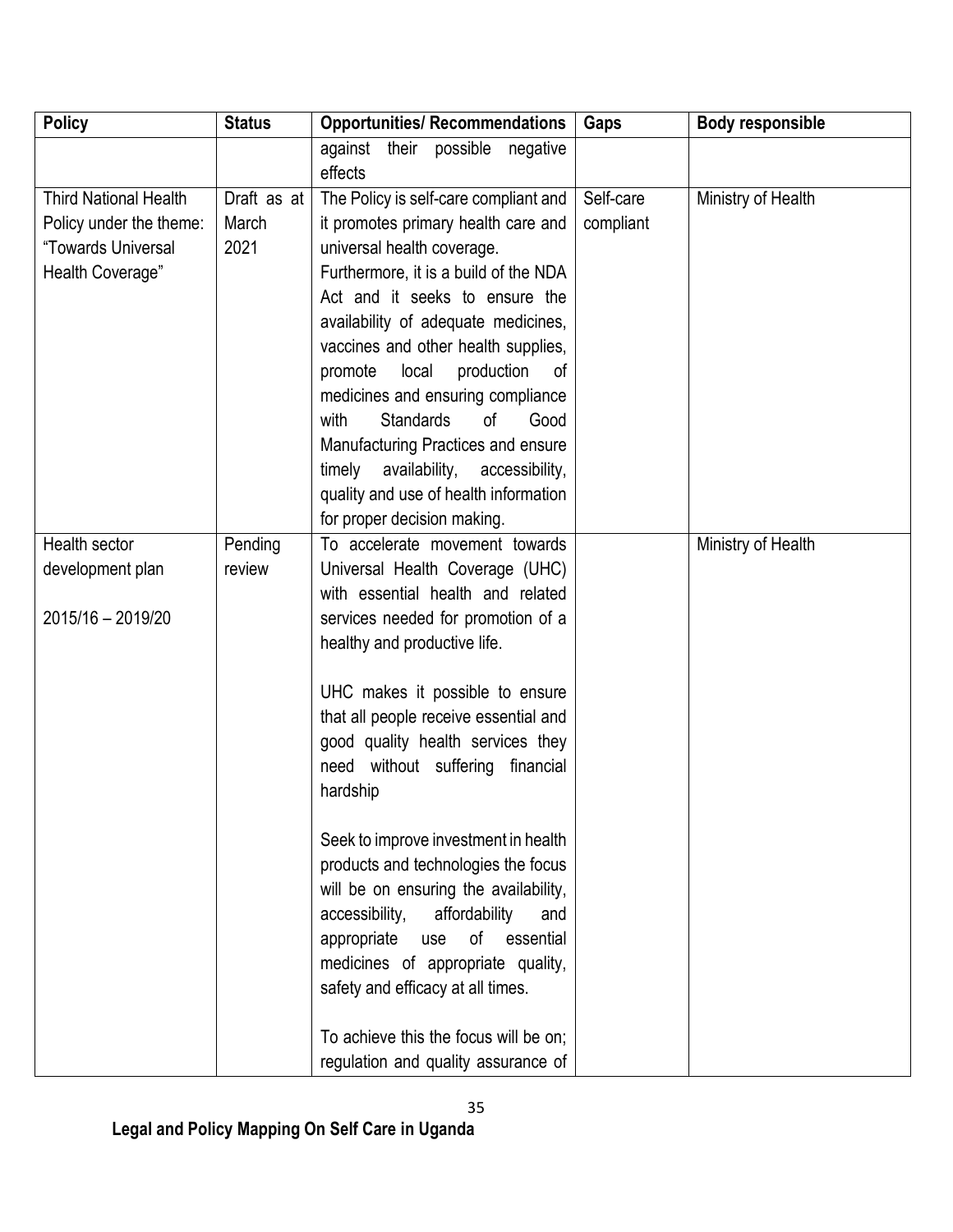| Policy | Status | Opportunities/ Recommendations | Gaps | Body responsible |
|---|---|---|---|---|
| | | against their possible negative effects | | |
| Third National Health Policy under the theme: "Towards Universal Health Coverage" | Draft as at March 2021 | The Policy is self-care compliant and it promotes primary health care and universal health coverage. Furthermore, it is a build of the NDA Act and it seeks to ensure the availability of adequate medicines, vaccines and other health supplies, promote local production of medicines and ensuring compliance with Standards of Good Manufacturing Practices and ensure timely availability, accessibility, quality and use of health information for proper decision making. | Self-care compliant | Ministry of Health |
| Health sector development plan 2015/16 – 2019/20 | Pending review | To accelerate movement towards Universal Health Coverage (UHC) with essential health and related services needed for promotion of a healthy and productive life. UHC makes it possible to ensure that all people receive essential and good quality health services they need without suffering financial hardship Seek to improve investment in health products and technologies the focus will be on ensuring the availability, accessibility, affordability and appropriate use of essential medicines of appropriate quality, safety and efficacy at all times. To achieve this the focus will be on; regulation and quality assurance of | | Ministry of Health |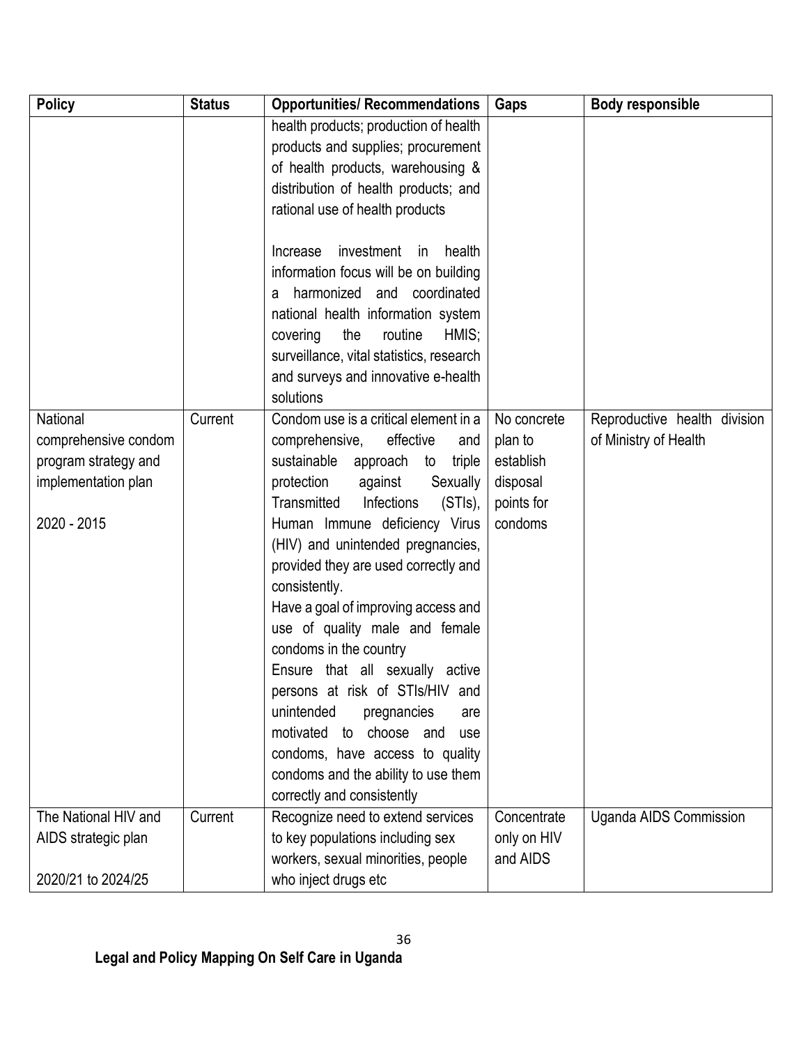| Policy | Status | Opportunities/ Recommendations | Gaps | Body responsible |
|---|---|---|---|---|
| | | health products; production of health products and supplies; procurement of health products, warehousing & distribution of health products; and rational use of health products<br><br>Increase investment in health information focus will be on building a harmonized and coordinated national health information system covering the routine HMIS; surveillance, vital statistics, research and surveys and innovative e-health solutions | | |
| National comprehensive condom program strategy and implementation plan<br><br>2020 - 2015 | Current | Condom use is a critical element in a comprehensive, effective and sustainable approach to triple protection against Sexually Transmitted Infections (STIs), Human Immune deficiency Virus (HIV) and unintended pregnancies, provided they are used correctly and consistently.<br>Have a goal of improving access and use of quality male and female condoms in the country<br>Ensure that all sexually active persons at risk of STIs/HIV and unintended pregnancies are motivated to choose and use condoms, have access to quality condoms and the ability to use them correctly and consistently | No concrete plan to establish disposal points for condoms | Reproductive health division of Ministry of Health |
| The National HIV and AIDS strategic plan<br><br>2020/21 to 2024/25 | Current | Recognize need to extend services to key populations including sex workers, sexual minorities, people who inject drugs etc | Concentrate only on HIV and AIDS | Uganda AIDS Commission |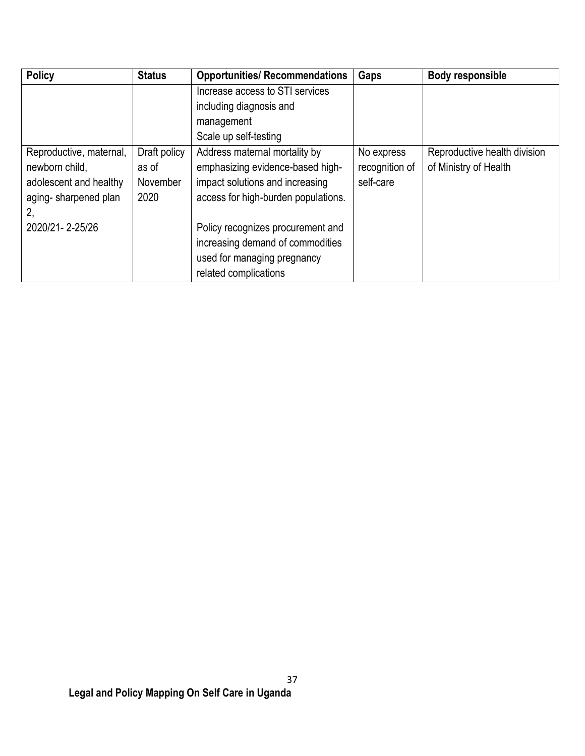| Policy | Status | Opportunities/ Recommendations | Gaps | Body responsible |
|---|---|---|---|---|
| | | Increase access to STI services including diagnosis and management<br>Scale up self-testing | | |
| Reproductive, maternal, newborn child, adolescent and healthy aging- sharpened plan 2,<br>2020/21- 2-25/26 | Draft policy as of November 2020 | Address maternal mortality by emphasizing evidence-based high-impact solutions and increasing access for high-burden populations.<br><br>Policy recognizes procurement and increasing demand of commodities used for managing pregnancy related complications | No express recognition of self-care | Reproductive health division of Ministry of Health |